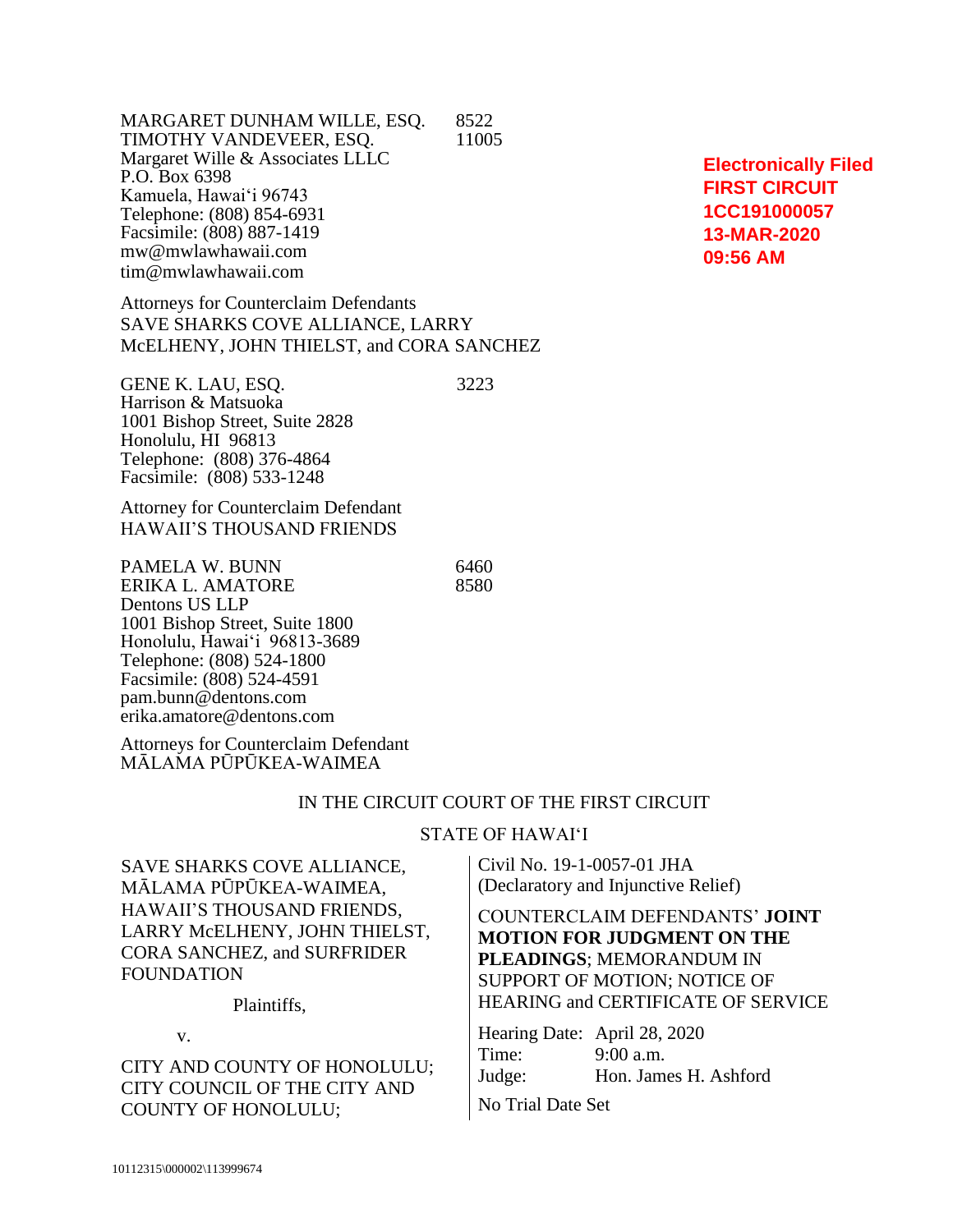MARGARET DUNHAM WILLE, ESQ. 8522
TIMOTHY VANDEVEER, ESQ. 11005
Margaret Wille & Associates LLLC
P.O. Box 6398
Kamuela, Hawai'i 96743
Telephone: (808) 854-6931
Facsimile: (808) 887-1419
mw@mwlawhawaii.com
tim@mwlawhawaii.com

**Electronically Filed**
**FIRST CIRCUIT**
**1CC191000057**
**13-MAR-2020**
**09:56 AM**

Attorneys for Counterclaim Defendants
SAVE SHARKS COVE ALLIANCE, LARRY McELHENY, JOHN THIELST, and CORA SANCHEZ

GENE K. LAU, ESQ. 3223
Harrison & Matsuoka
1001 Bishop Street, Suite 2828
Honolulu, HI 96813
Telephone: (808) 376-4864
Facsimile: (808) 533-1248

Attorney for Counterclaim Defendant
HAWAII'S THOUSAND FRIENDS

PAMELA W. BUNN 6460
ERIKA L. AMATORE 8580
Dentons US LLP
1001 Bishop Street, Suite 1800
Honolulu, Hawai'i 96813-3689
Telephone: (808) 524-1800
Facsimile: (808) 524-4591
pam.bunn@dentons.com
erika.amatore@dentons.com

Attorneys for Counterclaim Defendant
MĀLAMA PŪPŪKEA-WAIMEA

IN THE CIRCUIT COURT OF THE FIRST CIRCUIT

STATE OF HAWAI'I

SAVE SHARKS COVE ALLIANCE, MĀLAMA PŪPŪKEA-WAIMEA, HAWAII'S THOUSAND FRIENDS, LARRY McELHENY, JOHN THIELST, CORA SANCHEZ, and SURFRIDER FOUNDATION

Plaintiffs,

v.

CITY AND COUNTY OF HONOLULU; CITY COUNCIL OF THE CITY AND COUNTY OF HONOLULU;

Civil No. 19-1-0057-01 JHA
(Declaratory and Injunctive Relief)

COUNTERCLAIM DEFENDANTS' **JOINT MOTION FOR JUDGMENT ON THE PLEADINGS**; MEMORANDUM IN SUPPORT OF MOTION; NOTICE OF HEARING and CERTIFICATE OF SERVICE

Hearing Date: April 28, 2020
Time: 9:00 a.m.
Judge: Hon. James H. Ashford

No Trial Date Set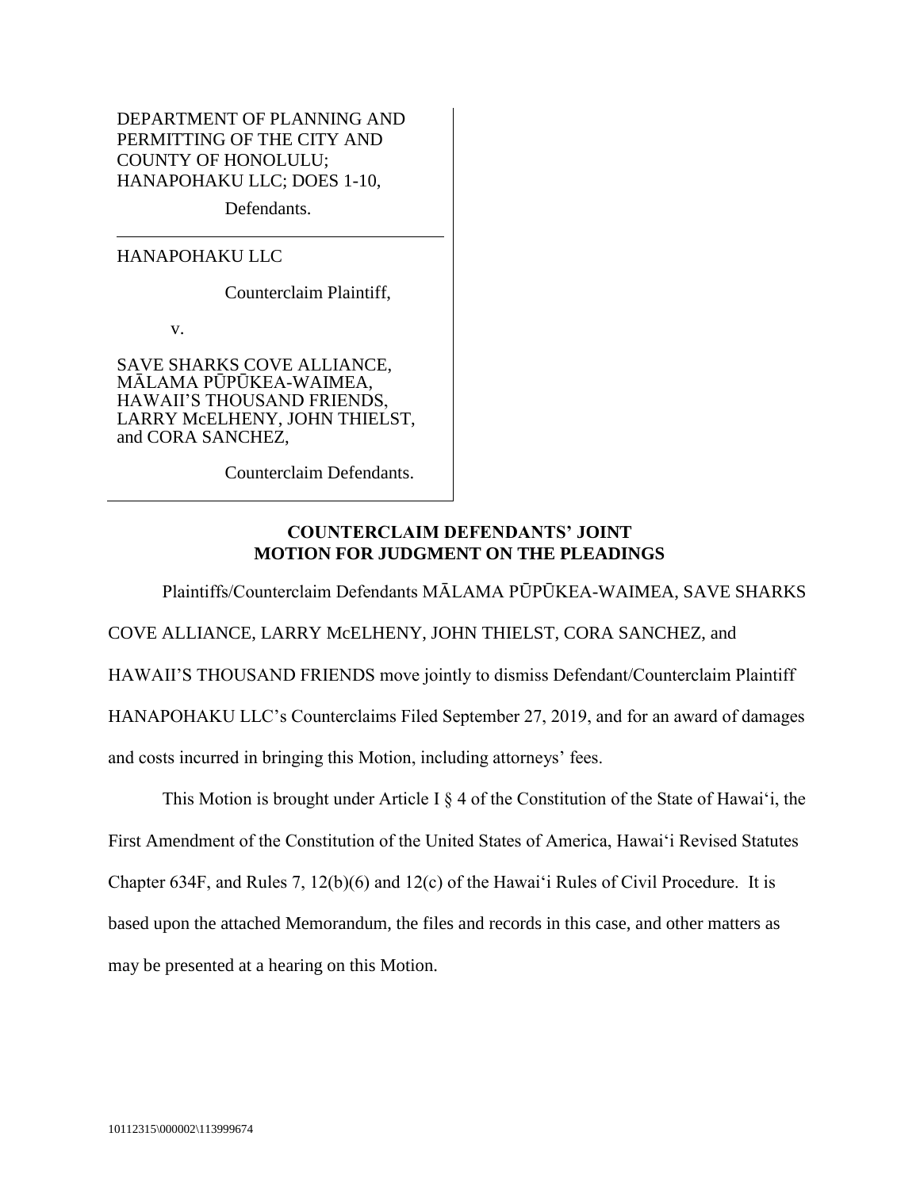DEPARTMENT OF PLANNING AND PERMITTING OF THE CITY AND COUNTY OF HONOLULU; HANAPOHAKU LLC; DOES 1-10,

Defendants.

---

HANAPOHAKU LLC

Counterclaim Plaintiff,

v.

SAVE SHARKS COVE ALLIANCE, MĀLAMA PŪPŪKEA-WAIMEA, HAWAII'S THOUSAND FRIENDS, LARRY McELHENY, JOHN THIELST, and CORA SANCHEZ,

Counterclaim Defendants.

---

**COUNTERCLAIM DEFENDANTS' JOINT MOTION FOR JUDGMENT ON THE PLEADINGS**

Plaintiffs/Counterclaim Defendants MĀLAMA PŪPŪKEA-WAIMEA, SAVE SHARKS COVE ALLIANCE, LARRY McELHENY, JOHN THIELST, CORA SANCHEZ, and HAWAII'S THOUSAND FRIENDS move jointly to dismiss Defendant/Counterclaim Plaintiff HANAPOHAKU LLC's Counterclaims Filed September 27, 2019, and for an award of damages and costs incurred in bringing this Motion, including attorneys' fees.

This Motion is brought under Article I § 4 of the Constitution of the State of Hawaiʻi, the First Amendment of the Constitution of the United States of America, Hawaiʻi Revised Statutes Chapter 634F, and Rules 7, 12(b)(6) and 12(c) of the Hawaiʻi Rules of Civil Procedure. It is based upon the attached Memorandum, the files and records in this case, and other matters as may be presented at a hearing on this Motion.

10112315\000002\113999674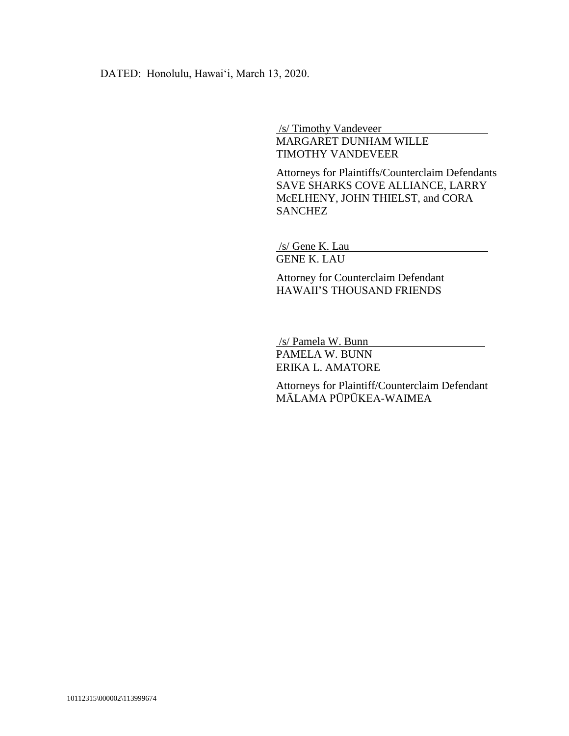DATED: Honolulu, Hawaiʻi, March 13, 2020.

/s/ Timothy Vandeveer
MARGARET DUNHAM WILLE
TIMOTHY VANDEVEER

Attorneys for Plaintiffs/Counterclaim Defendants SAVE SHARKS COVE ALLIANCE, LARRY McELHENY, JOHN THIELST, and CORA SANCHEZ

/s/ Gene K. Lau
GENE K. LAU

Attorney for Counterclaim Defendant HAWAII'S THOUSAND FRIENDS

/s/ Pamela W. Bunn
PAMELA W. BUNN
ERIKA L. AMATORE

Attorneys for Plaintiff/Counterclaim Defendant MĀLAMA PŪPŪKEA-WAIMEA

10112315\000002\113999674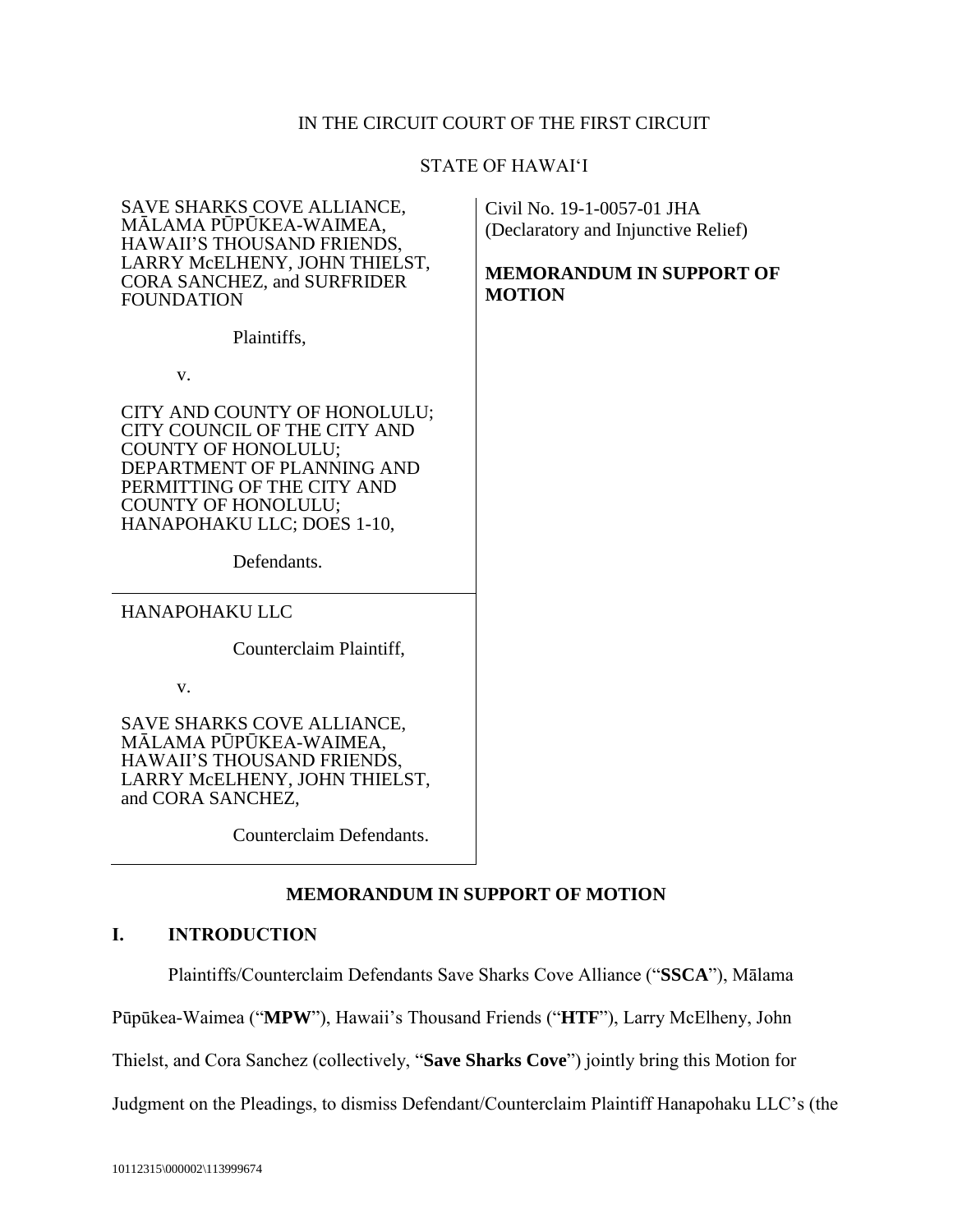IN THE CIRCUIT COURT OF THE FIRST CIRCUIT

STATE OF HAWAIʻI

| | |
|---|---|
| SAVE SHARKS COVE ALLIANCE, MĀLAMA PŪPŪKEA-WAIMEA, HAWAII'S THOUSAND FRIENDS, LARRY McELHENY, JOHN THIELST, CORA SANCHEZ, and SURFRIDER FOUNDATION<br><br>Plaintiffs,<br><br>v.<br><br>CITY AND COUNTY OF HONOLULU; CITY COUNCIL OF THE CITY AND COUNTY OF HONOLULU; DEPARTMENT OF PLANNING AND PERMITTING OF THE CITY AND COUNTY OF HONOLULU; HANAPOHAKU LLC; DOES 1-10,<br><br>Defendants. | Civil No. 19-1-0057-01 JHA (Declaratory and Injunctive Relief)<br><br>**MEMORANDUM IN SUPPORT OF MOTION** |
| HANAPOHAKU LLC<br><br>Counterclaim Plaintiff,<br><br>v.<br><br>SAVE SHARKS COVE ALLIANCE, MĀLAMA PŪPŪKEA-WAIMEA, HAWAII'S THOUSAND FRIENDS, LARRY McELHENY, JOHN THIELST, and CORA SANCHEZ,<br><br>Counterclaim Defendants. | |

## MEMORANDUM IN SUPPORT OF MOTION

### I. INTRODUCTION

Plaintiffs/Counterclaim Defendants Save Sharks Cove Alliance ("**SSCA**"), Mālama Pūpūkea-Waimea ("**MPW**"), Hawaii's Thousand Friends ("**HTF**"), Larry McElheny, John Thielst, and Cora Sanchez (collectively, "**Save Sharks Cove**") jointly bring this Motion for Judgment on the Pleadings, to dismiss Defendant/Counterclaim Plaintiff Hanapohaku LLC's (the

10112315\000002\113999674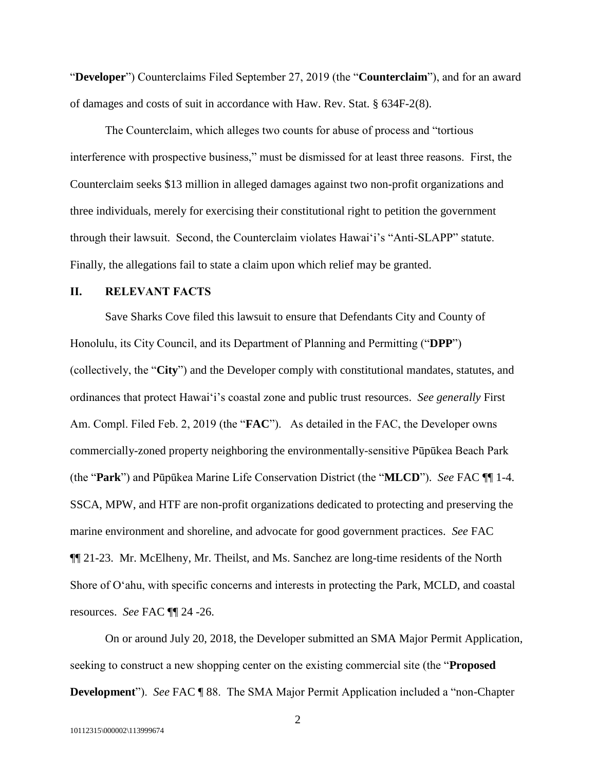"**Developer**") Counterclaims Filed September 27, 2019 (the "**Counterclaim**"), and for an award of damages and costs of suit in accordance with Haw. Rev. Stat. § 634F-2(8).

The Counterclaim, which alleges two counts for abuse of process and "tortious interference with prospective business," must be dismissed for at least three reasons. First, the Counterclaim seeks $13 million in alleged damages against two non-profit organizations and three individuals, merely for exercising their constitutional right to petition the government through their lawsuit. Second, the Counterclaim violates Hawai'i's "Anti-SLAPP" statute. Finally, the allegations fail to state a claim upon which relief may be granted.

## II. RELEVANT FACTS

Save Sharks Cove filed this lawsuit to ensure that Defendants City and County of Honolulu, its City Council, and its Department of Planning and Permitting ("**DPP**") (collectively, the "**City**") and the Developer comply with constitutional mandates, statutes, and ordinances that protect Hawai'i's coastal zone and public trust resources. *See generally* First Am. Compl. Filed Feb. 2, 2019 (the "**FAC**"). As detailed in the FAC, the Developer owns commercially-zoned property neighboring the environmentally-sensitive Pūpūkea Beach Park (the "**Park**") and Pūpūkea Marine Life Conservation District (the "**MLCD**"). *See* FAC ¶¶ 1-4. SSCA, MPW, and HTF are non-profit organizations dedicated to protecting and preserving the marine environment and shoreline, and advocate for good government practices. *See* FAC ¶¶ 21-23. Mr. McElheny, Mr. Theilst, and Ms. Sanchez are long-time residents of the North Shore of O'ahu, with specific concerns and interests in protecting the Park, MCLD, and coastal resources. *See* FAC ¶¶ 24 -26.

On or around July 20, 2018, the Developer submitted an SMA Major Permit Application, seeking to construct a new shopping center on the existing commercial site (the "**Proposed Development**"). *See* FAC ¶ 88. The SMA Major Permit Application included a "non-Chapter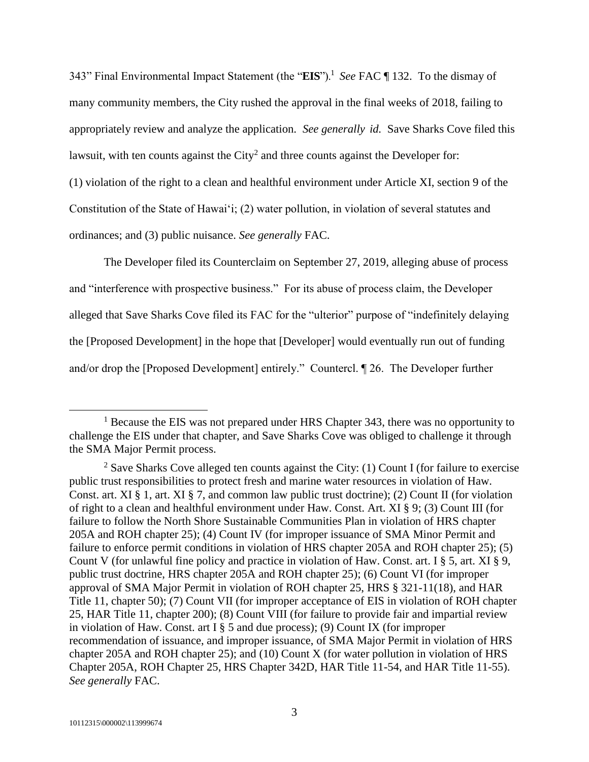343" Final Environmental Impact Statement (the "**EIS**").[1] *See* FAC ¶ 132. To the dismay of many community members, the City rushed the approval in the final weeks of 2018, failing to appropriately review and analyze the application. *See generally id.* Save Sharks Cove filed this lawsuit, with ten counts against the City[2] and three counts against the Developer for: (1) violation of the right to a clean and healthful environment under Article XI, section 9 of the Constitution of the State of Hawai'i; (2) water pollution, in violation of several statutes and ordinances; and (3) public nuisance. *See generally* FAC.

The Developer filed its Counterclaim on September 27, 2019, alleging abuse of process and "interference with prospective business." For its abuse of process claim, the Developer alleged that Save Sharks Cove filed its FAC for the "ulterior" purpose of "indefinitely delaying the [Proposed Development] in the hope that [Developer] would eventually run out of funding and/or drop the [Proposed Development] entirely." Countercl. ¶ 26. The Developer further

---

[1] Because the EIS was not prepared under HRS Chapter 343, there was no opportunity to challenge the EIS under that chapter, and Save Sharks Cove was obliged to challenge it through the SMA Major Permit process.

[2] Save Sharks Cove alleged ten counts against the City: (1) Count I (for failure to exercise public trust responsibilities to protect fresh and marine water resources in violation of Haw. Const. art. XI § 1, art. XI § 7, and common law public trust doctrine); (2) Count II (for violation of right to a clean and healthful environment under Haw. Const. Art. XI § 9; (3) Count III (for failure to follow the North Shore Sustainable Communities Plan in violation of HRS chapter 205A and ROH chapter 25); (4) Count IV (for improper issuance of SMA Minor Permit and failure to enforce permit conditions in violation of HRS chapter 205A and ROH chapter 25); (5) Count V (for unlawful fine policy and practice in violation of Haw. Const. art. I § 5, art. XI § 9, public trust doctrine, HRS chapter 205A and ROH chapter 25); (6) Count VI (for improper approval of SMA Major Permit in violation of ROH chapter 25, HRS § 321-11(18), and HAR Title 11, chapter 50); (7) Count VII (for improper acceptance of EIS in violation of ROH chapter 25, HAR Title 11, chapter 200); (8) Count VIII (for failure to provide fair and impartial review in violation of Haw. Const. art I § 5 and due process); (9) Count IX (for improper recommendation of issuance, and improper issuance, of SMA Major Permit in violation of HRS chapter 205A and ROH chapter 25); and (10) Count X (for water pollution in violation of HRS Chapter 205A, ROH Chapter 25, HRS Chapter 342D, HAR Title 11-54, and HAR Title 11-55). *See generally* FAC.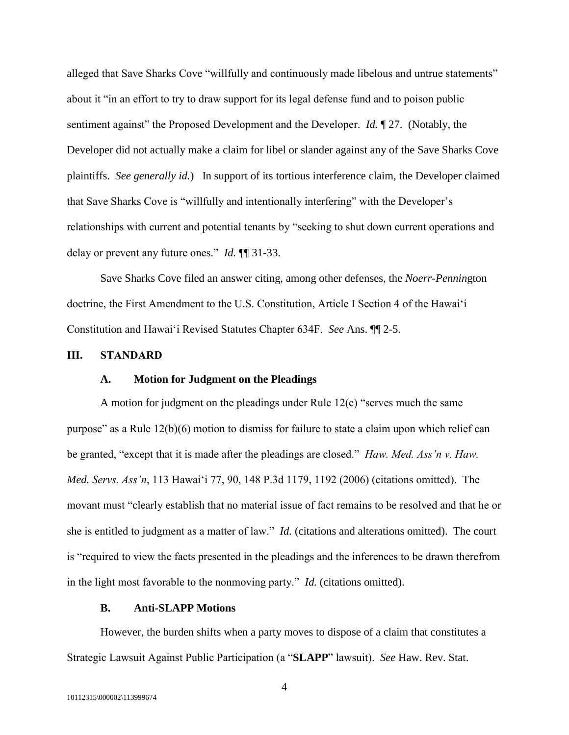alleged that Save Sharks Cove "willfully and continuously made libelous and untrue statements" about it "in an effort to try to draw support for its legal defense fund and to poison public sentiment against" the Proposed Development and the Developer. *Id.* ¶ 27. (Notably, the Developer did not actually make a claim for libel or slander against any of the Save Sharks Cove plaintiffs. *See generally id.*) In support of its tortious interference claim, the Developer claimed that Save Sharks Cove is "willfully and intentionally interfering" with the Developer's relationships with current and potential tenants by "seeking to shut down current operations and delay or prevent any future ones." *Id.* ¶¶ 31-33.

Save Sharks Cove filed an answer citing, among other defenses, the *Noerr-Pennin*gton doctrine, the First Amendment to the U.S. Constitution, Article I Section 4 of the Hawai'i Constitution and Hawai'i Revised Statutes Chapter 634F. *See* Ans. ¶¶ 2-5.

## III. STANDARD

### A. Motion for Judgment on the Pleadings

A motion for judgment on the pleadings under Rule 12(c) "serves much the same purpose" as a Rule 12(b)(6) motion to dismiss for failure to state a claim upon which relief can be granted, "except that it is made after the pleadings are closed." *Haw. Med. Ass'n v. Haw. Med. Servs. Ass'n*, 113 Hawai'i 77, 90, 148 P.3d 1179, 1192 (2006) (citations omitted). The movant must "clearly establish that no material issue of fact remains to be resolved and that he or she is entitled to judgment as a matter of law." *Id.* (citations and alterations omitted). The court is "required to view the facts presented in the pleadings and the inferences to be drawn therefrom in the light most favorable to the nonmoving party." *Id.* (citations omitted).

### B. Anti-SLAPP Motions

However, the burden shifts when a party moves to dispose of a claim that constitutes a Strategic Lawsuit Against Public Participation (a "**SLAPP**" lawsuit). *See* Haw. Rev. Stat.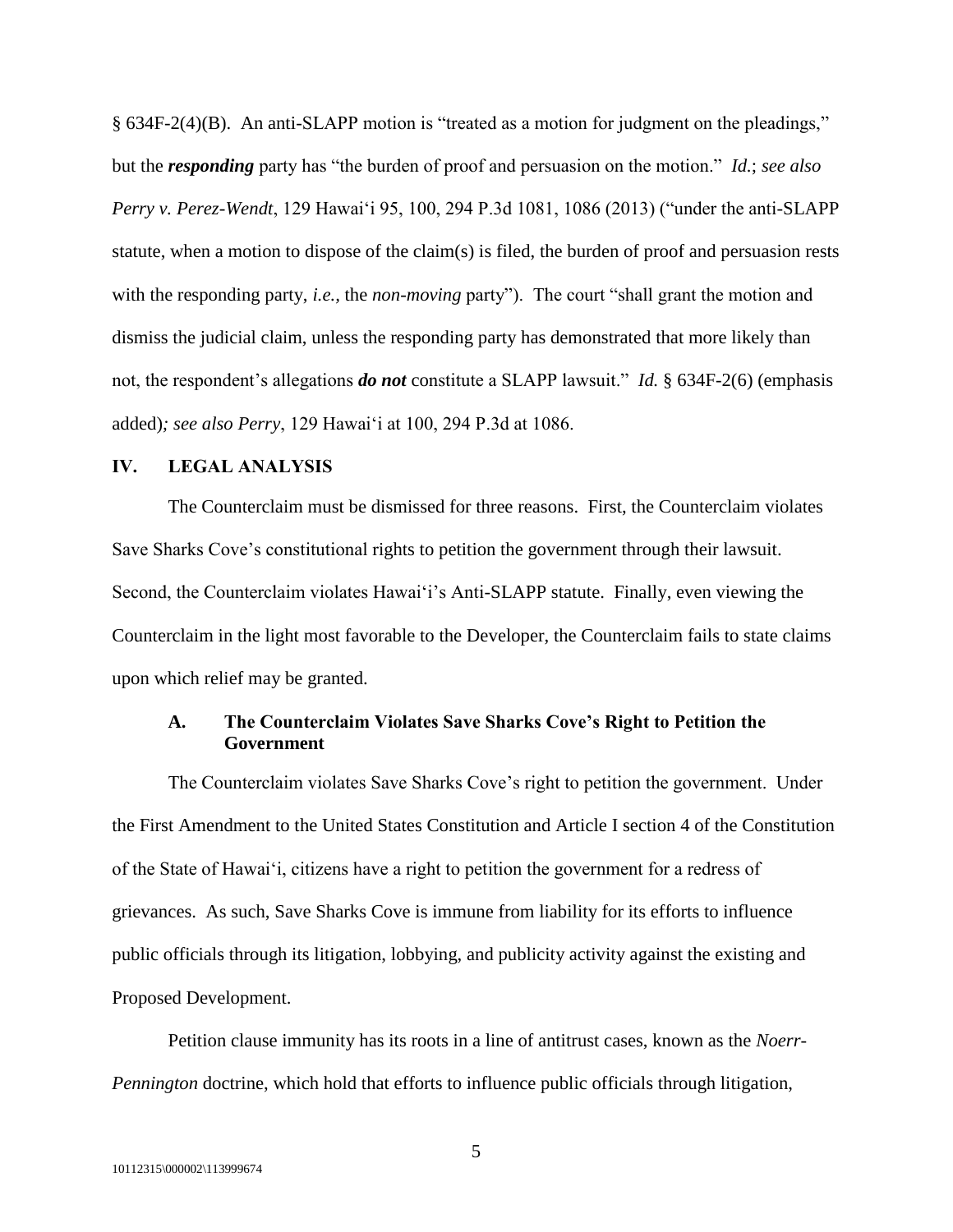§ 634F-2(4)(B). An anti-SLAPP motion is "treated as a motion for judgment on the pleadings," but the ***responding*** party has "the burden of proof and persuasion on the motion." *Id.*; *see also Perry v. Perez-Wendt*, 129 Hawaiʻi 95, 100, 294 P.3d 1081, 1086 (2013) ("under the anti-SLAPP statute, when a motion to dispose of the claim(s) is filed, the burden of proof and persuasion rests with the responding party, *i.e.*, the *non-moving* party"). The court "shall grant the motion and dismiss the judicial claim, unless the responding party has demonstrated that more likely than not, the respondent's allegations ***do not*** constitute a SLAPP lawsuit." *Id.* § 634F-2(6) (emphasis added)*; see also Perry*, 129 Hawaiʻi at 100, 294 P.3d at 1086.

## IV. LEGAL ANALYSIS

The Counterclaim must be dismissed for three reasons. First, the Counterclaim violates Save Sharks Cove's constitutional rights to petition the government through their lawsuit. Second, the Counterclaim violates Hawaiʻi's Anti-SLAPP statute. Finally, even viewing the Counterclaim in the light most favorable to the Developer, the Counterclaim fails to state claims upon which relief may be granted.

### A. The Counterclaim Violates Save Sharks Cove's Right to Petition the Government

The Counterclaim violates Save Sharks Cove's right to petition the government. Under the First Amendment to the United States Constitution and Article I section 4 of the Constitution of the State of Hawaiʻi, citizens have a right to petition the government for a redress of grievances. As such, Save Sharks Cove is immune from liability for its efforts to influence public officials through its litigation, lobbying, and publicity activity against the existing and Proposed Development.

Petition clause immunity has its roots in a line of antitrust cases, known as the *Noerr-Pennington* doctrine, which hold that efforts to influence public officials through litigation,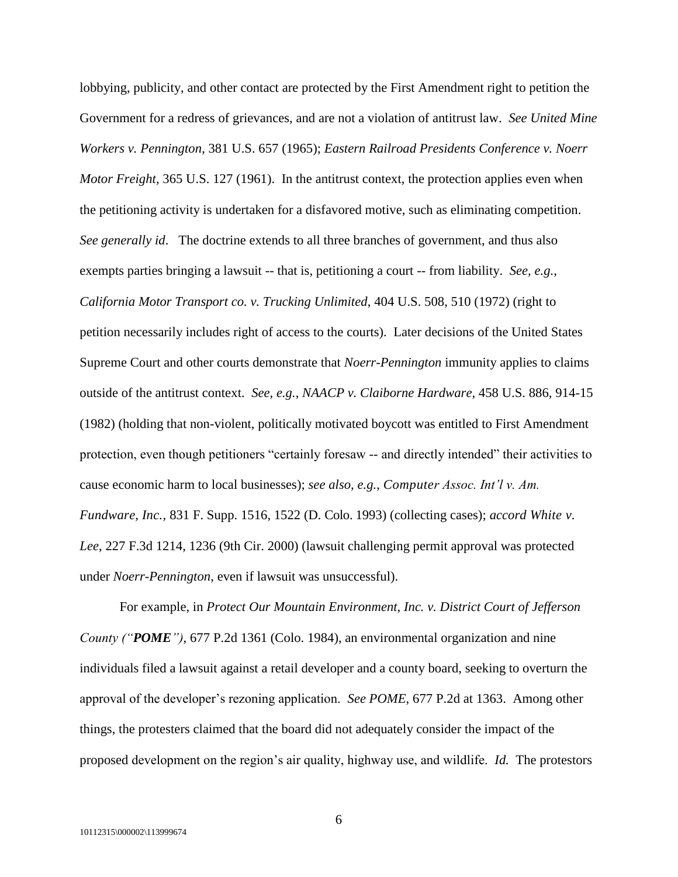lobbying, publicity, and other contact are protected by the First Amendment right to petition the Government for a redress of grievances, and are not a violation of antitrust law. *See United Mine Workers v. Pennington*, 381 U.S. 657 (1965); *Eastern Railroad Presidents Conference v. Noerr Motor Freight*, 365 U.S. 127 (1961). In the antitrust context, the protection applies even when the petitioning activity is undertaken for a disfavored motive, such as eliminating competition. *See generally id*. The doctrine extends to all three branches of government, and thus also exempts parties bringing a lawsuit -- that is, petitioning a court -- from liability. *See, e.g.*, *California Motor Transport co. v. Trucking Unlimited*, 404 U.S. 508, 510 (1972) (right to petition necessarily includes right of access to the courts). Later decisions of the United States Supreme Court and other courts demonstrate that *Noerr-Pennington* immunity applies to claims outside of the antitrust context. *See, e.g.*, *NAACP v. Claiborne Hardware*, 458 U.S. 886, 914-15 (1982) (holding that non-violent, politically motivated boycott was entitled to First Amendment protection, even though petitioners "certainly foresaw -- and directly intended" their activities to cause economic harm to local businesses); *see also, e.g.*, *Computer Assoc. Int'l v. Am. Fundware, Inc.*, 831 F. Supp. 1516, 1522 (D. Colo. 1993) (collecting cases); *accord White v. Lee*, 227 F.3d 1214, 1236 (9th Cir. 2000) (lawsuit challenging permit approval was protected under *Noerr-Pennington*, even if lawsuit was unsuccessful).

For example, in *Protect Our Mountain Environment, Inc. v. District Court of Jefferson County ("**POME**")*, 677 P.2d 1361 (Colo. 1984), an environmental organization and nine individuals filed a lawsuit against a retail developer and a county board, seeking to overturn the approval of the developer's rezoning application. *See POME*, 677 P.2d at 1363. Among other things, the protesters claimed that the board did not adequately consider the impact of the proposed development on the region's air quality, highway use, and wildlife. *Id.* The protestors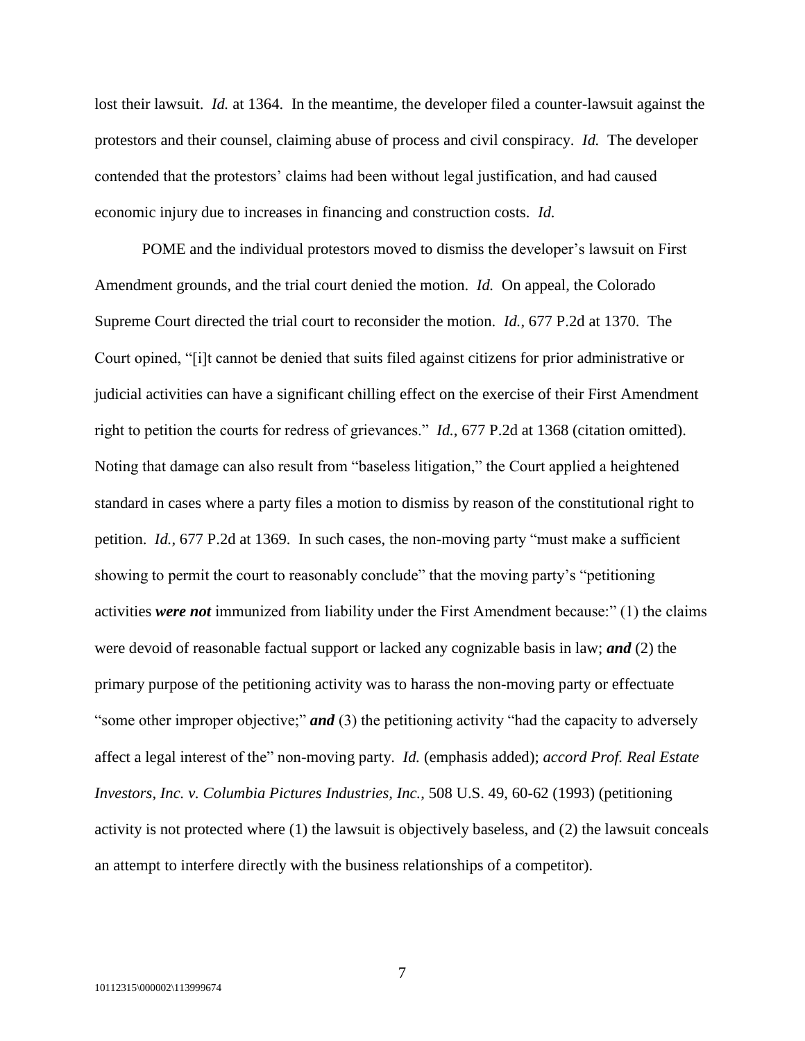lost their lawsuit. *Id.* at 1364. In the meantime, the developer filed a counter-lawsuit against the protestors and their counsel, claiming abuse of process and civil conspiracy. *Id.* The developer contended that the protestors' claims had been without legal justification, and had caused economic injury due to increases in financing and construction costs. *Id.*

POME and the individual protestors moved to dismiss the developer's lawsuit on First Amendment grounds, and the trial court denied the motion. *Id.* On appeal, the Colorado Supreme Court directed the trial court to reconsider the motion. *Id.*, 677 P.2d at 1370. The Court opined, "[i]t cannot be denied that suits filed against citizens for prior administrative or judicial activities can have a significant chilling effect on the exercise of their First Amendment right to petition the courts for redress of grievances." *Id.*, 677 P.2d at 1368 (citation omitted). Noting that damage can also result from "baseless litigation," the Court applied a heightened standard in cases where a party files a motion to dismiss by reason of the constitutional right to petition. *Id.*, 677 P.2d at 1369. In such cases, the non-moving party "must make a sufficient showing to permit the court to reasonably conclude" that the moving party's "petitioning activities ***were not*** immunized from liability under the First Amendment because:" (1) the claims were devoid of reasonable factual support or lacked any cognizable basis in law; ***and*** (2) the primary purpose of the petitioning activity was to harass the non-moving party or effectuate "some other improper objective;" ***and*** (3) the petitioning activity "had the capacity to adversely affect a legal interest of the" non-moving party. *Id.* (emphasis added); *accord Prof. Real Estate Investors, Inc. v. Columbia Pictures Industries, Inc.*, 508 U.S. 49, 60-62 (1993) (petitioning activity is not protected where (1) the lawsuit is objectively baseless, and (2) the lawsuit conceals an attempt to interfere directly with the business relationships of a competitor).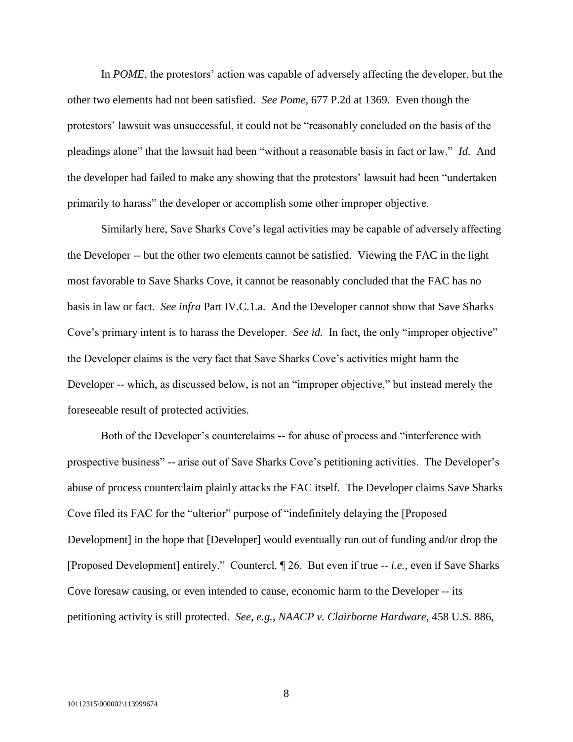In *POME*, the protestors' action was capable of adversely affecting the developer, but the other two elements had not been satisfied. *See Pome*, 677 P.2d at 1369. Even though the protestors' lawsuit was unsuccessful, it could not be "reasonably concluded on the basis of the pleadings alone" that the lawsuit had been "without a reasonable basis in fact or law." *Id.* And the developer had failed to make any showing that the protestors' lawsuit had been "undertaken primarily to harass" the developer or accomplish some other improper objective.

Similarly here, Save Sharks Cove's legal activities may be capable of adversely affecting the Developer -- but the other two elements cannot be satisfied. Viewing the FAC in the light most favorable to Save Sharks Cove, it cannot be reasonably concluded that the FAC has no basis in law or fact. *See infra* Part IV.C.1.a. And the Developer cannot show that Save Sharks Cove's primary intent is to harass the Developer. *See id.* In fact, the only "improper objective" the Developer claims is the very fact that Save Sharks Cove's activities might harm the Developer -- which, as discussed below, is not an "improper objective," but instead merely the foreseeable result of protected activities.

Both of the Developer's counterclaims -- for abuse of process and "interference with prospective business" -- arise out of Save Sharks Cove's petitioning activities. The Developer's abuse of process counterclaim plainly attacks the FAC itself. The Developer claims Save Sharks Cove filed its FAC for the "ulterior" purpose of "indefinitely delaying the [Proposed Development] in the hope that [Developer] would eventually run out of funding and/or drop the [Proposed Development] entirely." Countercl. ¶ 26. But even if true -- *i.e.,* even if Save Sharks Cove foresaw causing, or even intended to cause, economic harm to the Developer -- its petitioning activity is still protected. *See, e.g.*, *NAACP v. Clairborne Hardware*, 458 U.S. 886,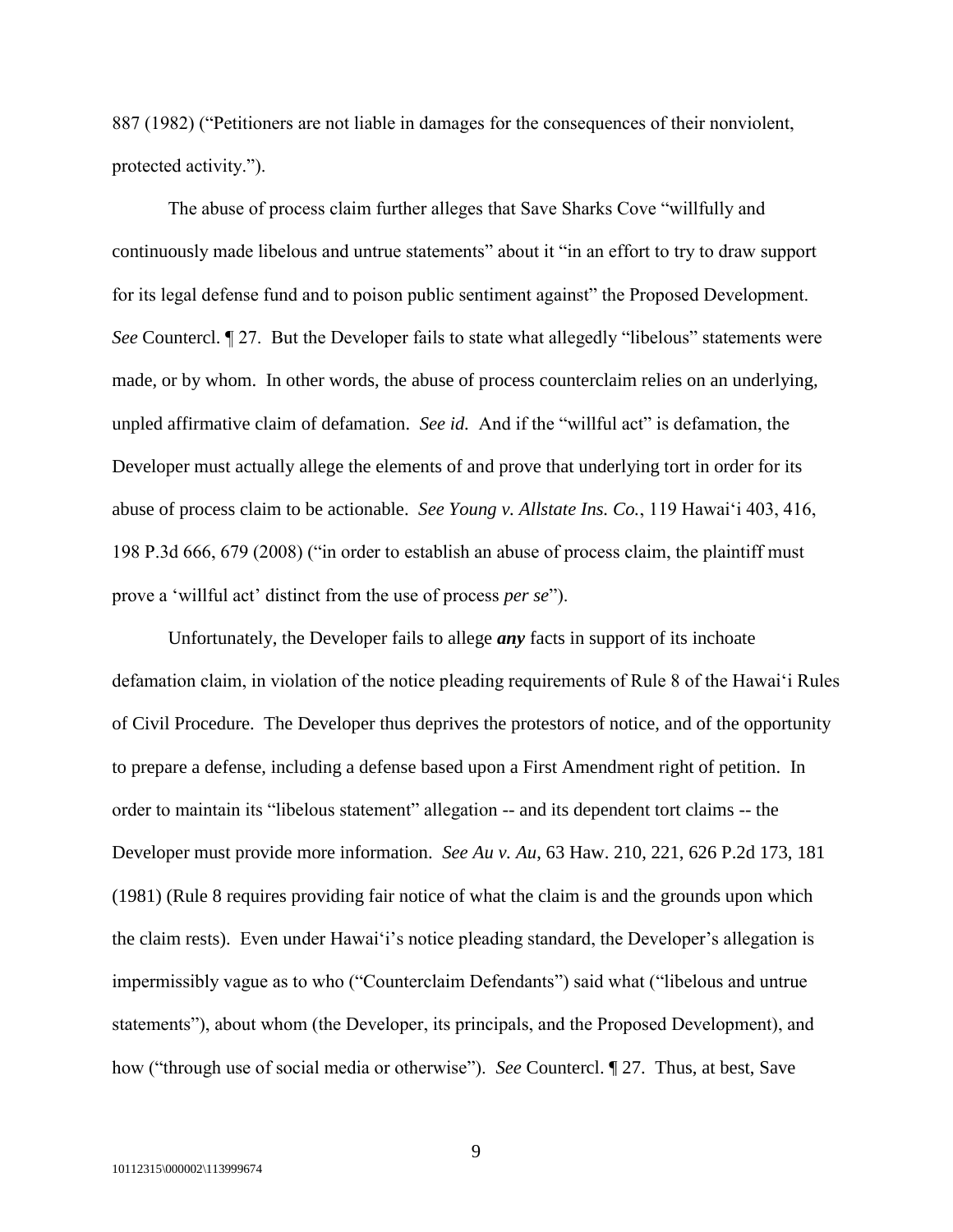887 (1982) ("Petitioners are not liable in damages for the consequences of their nonviolent, protected activity.").

The abuse of process claim further alleges that Save Sharks Cove "willfully and continuously made libelous and untrue statements" about it "in an effort to try to draw support for its legal defense fund and to poison public sentiment against" the Proposed Development. *See* Countercl. ¶ 27. But the Developer fails to state what allegedly "libelous" statements were made, or by whom. In other words, the abuse of process counterclaim relies on an underlying, unpled affirmative claim of defamation. *See id.* And if the "willful act" is defamation, the Developer must actually allege the elements of and prove that underlying tort in order for its abuse of process claim to be actionable. *See Young v. Allstate Ins. Co.*, 119 Hawai'i 403, 416, 198 P.3d 666, 679 (2008) ("in order to establish an abuse of process claim, the plaintiff must prove a 'willful act' distinct from the use of process *per se*").

Unfortunately, the Developer fails to allege ***any*** facts in support of its inchoate defamation claim, in violation of the notice pleading requirements of Rule 8 of the Hawai'i Rules of Civil Procedure. The Developer thus deprives the protestors of notice, and of the opportunity to prepare a defense, including a defense based upon a First Amendment right of petition. In order to maintain its "libelous statement" allegation -- and its dependent tort claims -- the Developer must provide more information. *See Au v. Au*, 63 Haw. 210, 221, 626 P.2d 173, 181 (1981) (Rule 8 requires providing fair notice of what the claim is and the grounds upon which the claim rests). Even under Hawai'i's notice pleading standard, the Developer's allegation is impermissibly vague as to who ("Counterclaim Defendants") said what ("libelous and untrue statements"), about whom (the Developer, its principals, and the Proposed Development), and how ("through use of social media or otherwise"). *See* Countercl. ¶ 27. Thus, at best, Save

10112315\000002\113999674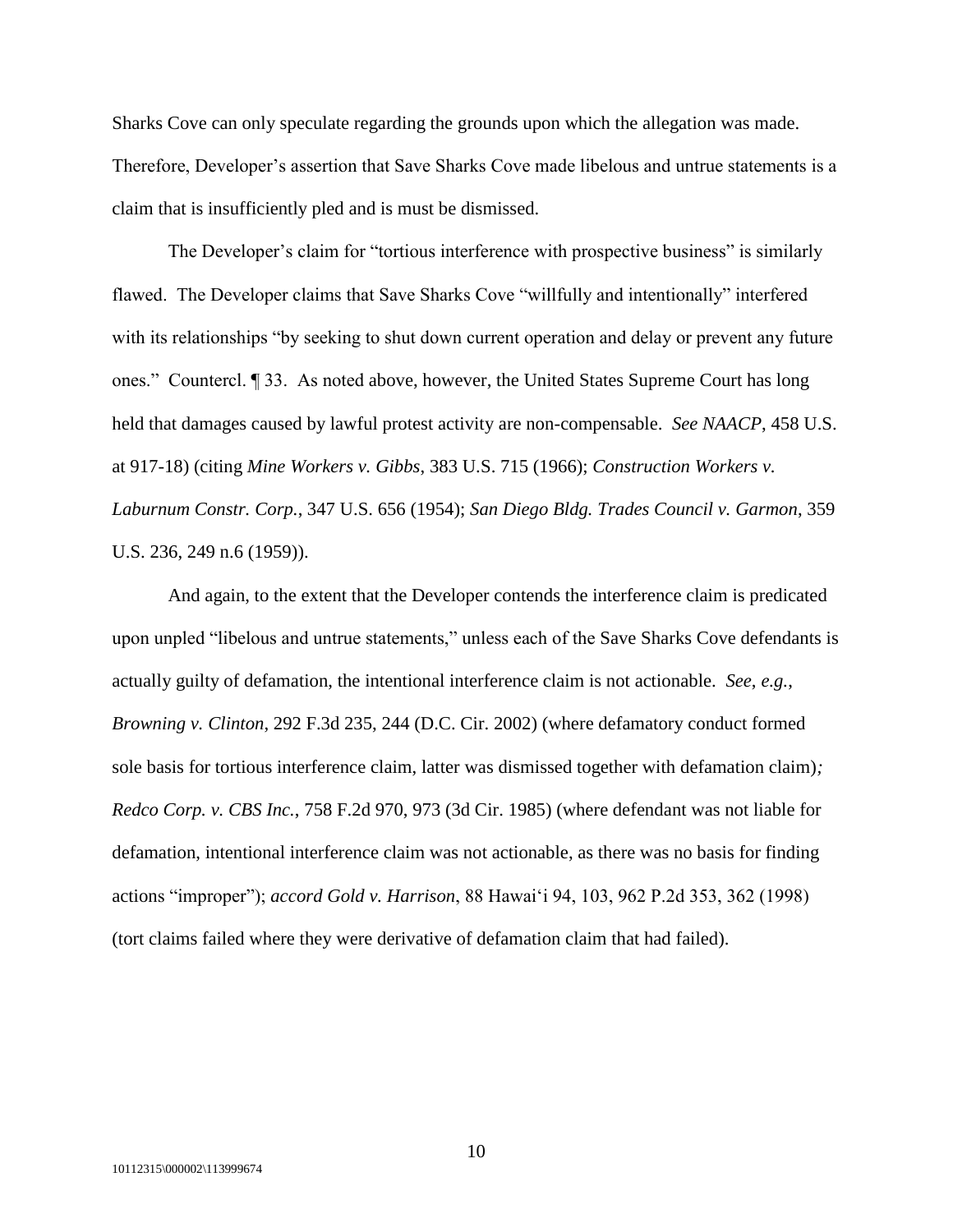Sharks Cove can only speculate regarding the grounds upon which the allegation was made. Therefore, Developer's assertion that Save Sharks Cove made libelous and untrue statements is a claim that is insufficiently pled and is must be dismissed.

The Developer's claim for "tortious interference with prospective business" is similarly flawed. The Developer claims that Save Sharks Cove "willfully and intentionally" interfered with its relationships "by seeking to shut down current operation and delay or prevent any future ones." Countercl. ¶ 33. As noted above, however, the United States Supreme Court has long held that damages caused by lawful protest activity are non-compensable. *See NAACP*, 458 U.S. at 917-18) (citing *Mine Workers v. Gibbs*, 383 U.S. 715 (1966); *Construction Workers v. Laburnum Constr. Corp.*, 347 U.S. 656 (1954); *San Diego Bldg. Trades Council v. Garmon*, 359 U.S. 236, 249 n.6 (1959)).

And again, to the extent that the Developer contends the interference claim is predicated upon unpled "libelous and untrue statements," unless each of the Save Sharks Cove defendants is actually guilty of defamation, the intentional interference claim is not actionable. *See, e.g.*, *Browning v. Clinton*, 292 F.3d 235, 244 (D.C. Cir. 2002) (where defamatory conduct formed sole basis for tortious interference claim, latter was dismissed together with defamation claim)*;* *Redco Corp. v. CBS Inc.*, 758 F.2d 970, 973 (3d Cir. 1985) (where defendant was not liable for defamation, intentional interference claim was not actionable, as there was no basis for finding actions "improper"); *accord Gold v. Harrison*, 88 Hawai'i 94, 103, 962 P.2d 353, 362 (1998) (tort claims failed where they were derivative of defamation claim that had failed).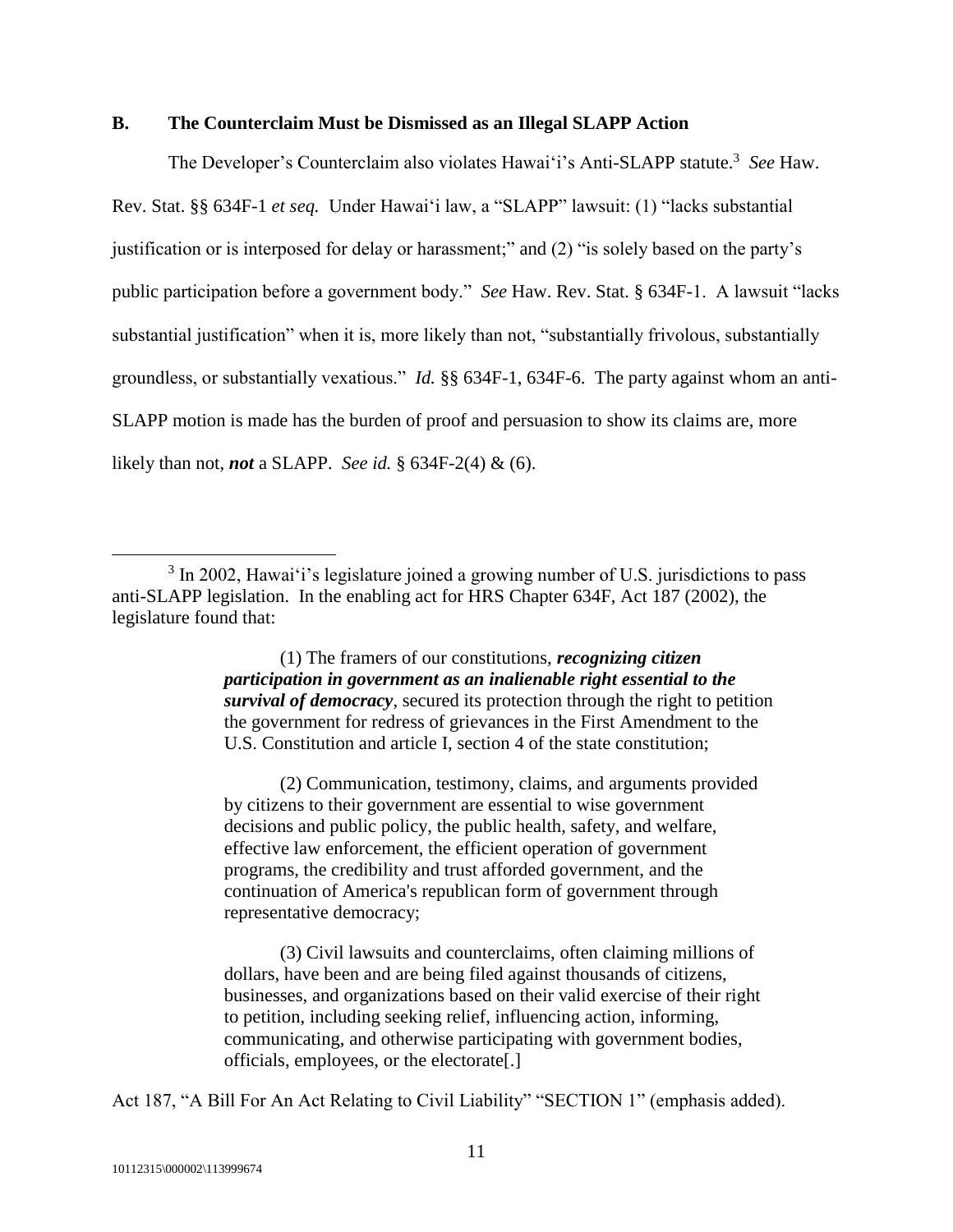## B. The Counterclaim Must be Dismissed as an Illegal SLAPP Action

The Developer's Counterclaim also violates Hawai'i's Anti-SLAPP statute.[3] *See* Haw. Rev. Stat. §§ 634F-1 *et seq.* Under Hawai'i law, a "SLAPP" lawsuit: (1) "lacks substantial justification or is interposed for delay or harassment;" and (2) "is solely based on the party's public participation before a government body." *See* Haw. Rev. Stat. § 634F-1. A lawsuit "lacks substantial justification" when it is, more likely than not, "substantially frivolous, substantially groundless, or substantially vexatious." *Id.* §§ 634F-1, 634F-6. The party against whom an anti-SLAPP motion is made has the burden of proof and persuasion to show its claims are, more likely than not, ***not*** a SLAPP. *See id.* § 634F-2(4) & (6).

---

[3] In 2002, Hawai'i's legislature joined a growing number of U.S. jurisdictions to pass anti-SLAPP legislation. In the enabling act for HRS Chapter 634F, Act 187 (2002), the legislature found that:

> (1) The framers of our constitutions, ***recognizing citizen participation in government as an inalienable right essential to the survival of democracy***, secured its protection through the right to petition the government for redress of grievances in the First Amendment to the U.S. Constitution and article I, section 4 of the state constitution;
>
> (2) Communication, testimony, claims, and arguments provided by citizens to their government are essential to wise government decisions and public policy, the public health, safety, and welfare, effective law enforcement, the efficient operation of government programs, the credibility and trust afforded government, and the continuation of America's republican form of government through representative democracy;
>
> (3) Civil lawsuits and counterclaims, often claiming millions of dollars, have been and are being filed against thousands of citizens, businesses, and organizations based on their valid exercise of their right to petition, including seeking relief, influencing action, informing, communicating, and otherwise participating with government bodies, officials, employees, or the electorate[.]

Act 187, "A Bill For An Act Relating to Civil Liability" "SECTION 1" (emphasis added).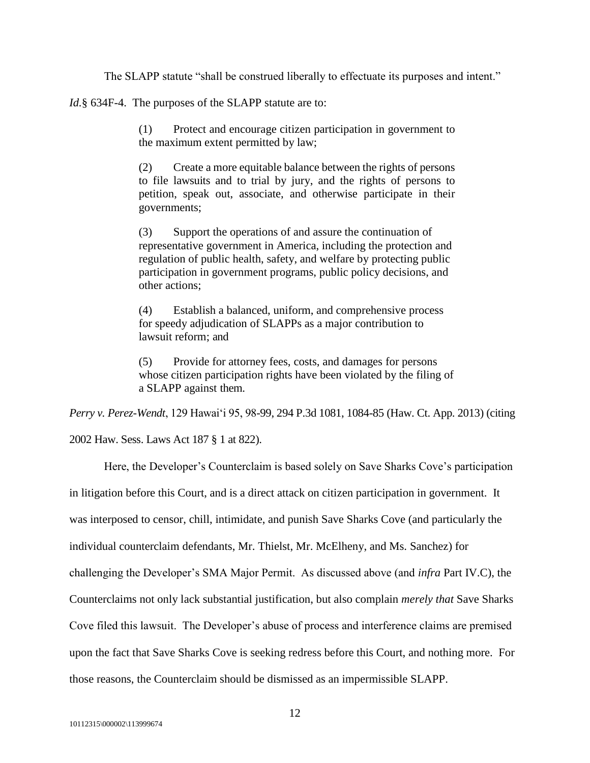The SLAPP statute "shall be construed liberally to effectuate its purposes and intent." *Id.*§ 634F-4. The purposes of the SLAPP statute are to:

> (1) Protect and encourage citizen participation in government to the maximum extent permitted by law;
>
> (2) Create a more equitable balance between the rights of persons to file lawsuits and to trial by jury, and the rights of persons to petition, speak out, associate, and otherwise participate in their governments;
>
> (3) Support the operations of and assure the continuation of representative government in America, including the protection and regulation of public health, safety, and welfare by protecting public participation in government programs, public policy decisions, and other actions;
>
> (4) Establish a balanced, uniform, and comprehensive process for speedy adjudication of SLAPPs as a major contribution to lawsuit reform; and
>
> (5) Provide for attorney fees, costs, and damages for persons whose citizen participation rights have been violated by the filing of a SLAPP against them.

*Perry v. Perez-Wendt*, 129 Hawai'i 95, 98-99, 294 P.3d 1081, 1084-85 (Haw. Ct. App. 2013) (citing 2002 Haw. Sess. Laws Act 187 § 1 at 822).

Here, the Developer's Counterclaim is based solely on Save Sharks Cove's participation in litigation before this Court, and is a direct attack on citizen participation in government. It was interposed to censor, chill, intimidate, and punish Save Sharks Cove (and particularly the individual counterclaim defendants, Mr. Thielst, Mr. McElheny, and Ms. Sanchez) for challenging the Developer's SMA Major Permit. As discussed above (and *infra* Part IV.C), the Counterclaims not only lack substantial justification, but also complain *merely that* Save Sharks Cove filed this lawsuit. The Developer's abuse of process and interference claims are premised upon the fact that Save Sharks Cove is seeking redress before this Court, and nothing more. For those reasons, the Counterclaim should be dismissed as an impermissible SLAPP.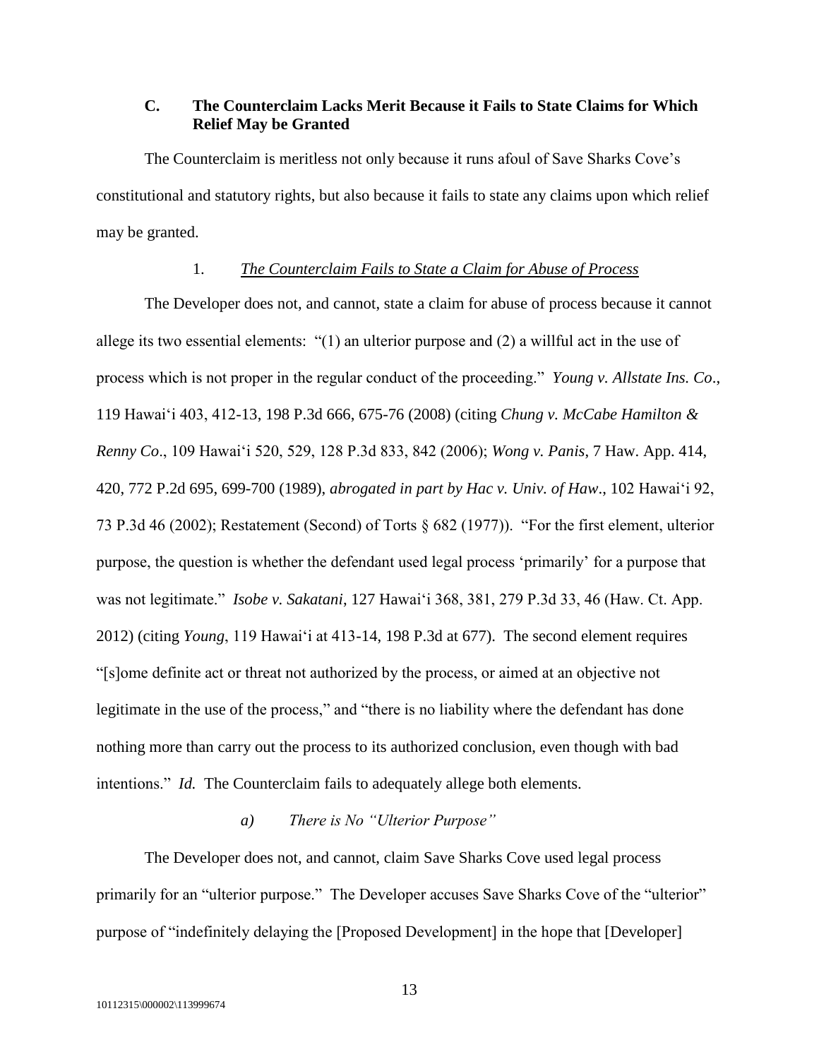### C. The Counterclaim Lacks Merit Because it Fails to State Claims for Which Relief May be Granted

The Counterclaim is meritless not only because it runs afoul of Save Sharks Cove's constitutional and statutory rights, but also because it fails to state any claims upon which relief may be granted.

#### 1. *The Counterclaim Fails to State a Claim for Abuse of Process*

The Developer does not, and cannot, state a claim for abuse of process because it cannot allege its two essential elements: "(1) an ulterior purpose and (2) a willful act in the use of process which is not proper in the regular conduct of the proceeding." *Young v. Allstate Ins. Co*., 119 Hawai'i 403, 412-13, 198 P.3d 666, 675-76 (2008) (citing *Chung v. McCabe Hamilton & Renny Co*., 109 Hawai'i 520, 529, 128 P.3d 833, 842 (2006); *Wong v. Panis*, 7 Haw. App. 414, 420, 772 P.2d 695, 699-700 (1989), *abrogated in part by Hac v. Univ. of Haw*., 102 Hawai'i 92, 73 P.3d 46 (2002); Restatement (Second) of Torts § 682 (1977)). "For the first element, ulterior purpose, the question is whether the defendant used legal process 'primarily' for a purpose that was not legitimate." *Isobe v. Sakatani*, 127 Hawai'i 368, 381, 279 P.3d 33, 46 (Haw. Ct. App. 2012) (citing *Young*, 119 Hawai'i at 413-14, 198 P.3d at 677). The second element requires "[s]ome definite act or threat not authorized by the process, or aimed at an objective not legitimate in the use of the process," and "there is no liability where the defendant has done nothing more than carry out the process to its authorized conclusion, even though with bad intentions." *Id.* The Counterclaim fails to adequately allege both elements.

##### *a) There is No "Ulterior Purpose"*

The Developer does not, and cannot, claim Save Sharks Cove used legal process primarily for an "ulterior purpose." The Developer accuses Save Sharks Cove of the "ulterior" purpose of "indefinitely delaying the [Proposed Development] in the hope that [Developer]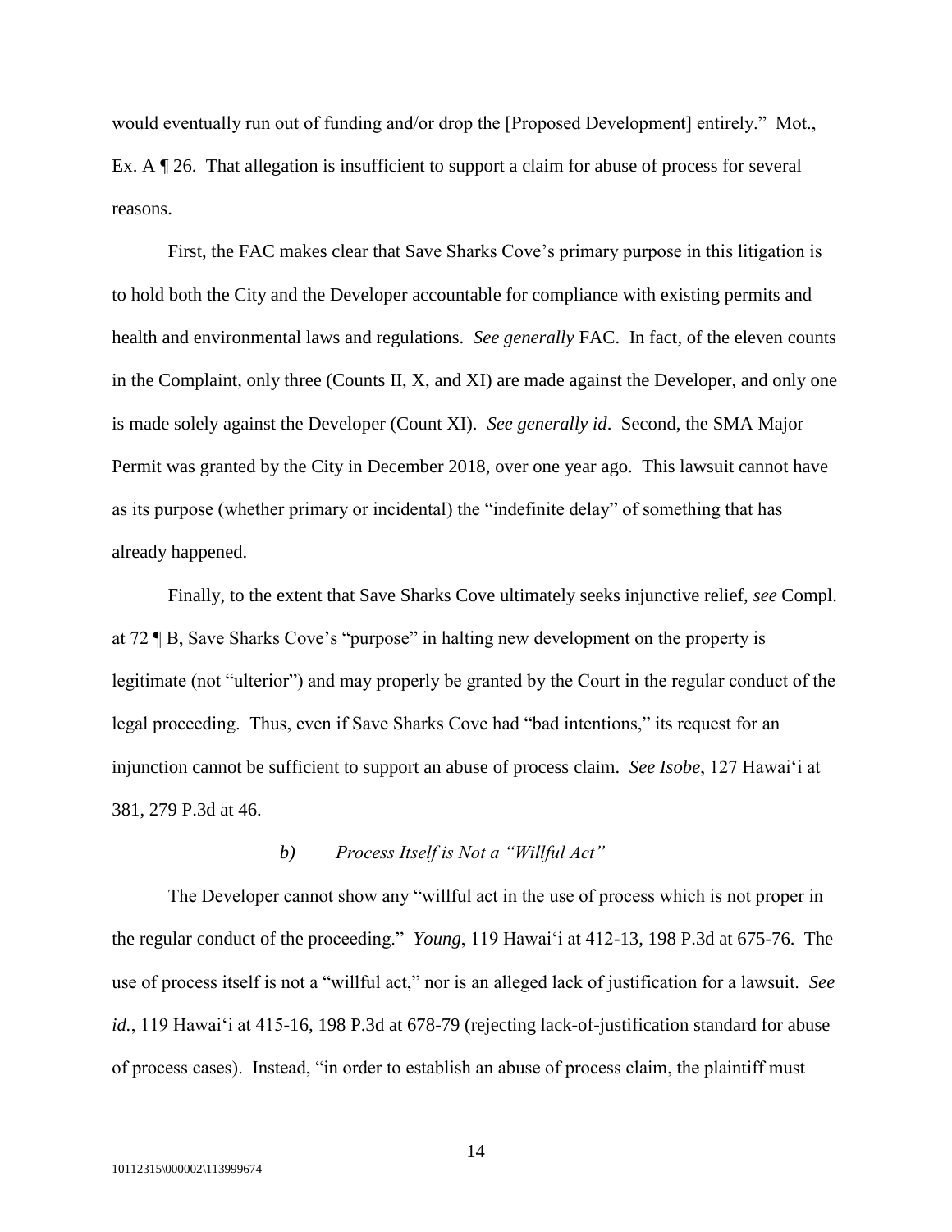would eventually run out of funding and/or drop the [Proposed Development] entirely." Mot., Ex. A ¶ 26. That allegation is insufficient to support a claim for abuse of process for several reasons.

First, the FAC makes clear that Save Sharks Cove's primary purpose in this litigation is to hold both the City and the Developer accountable for compliance with existing permits and health and environmental laws and regulations. *See generally* FAC. In fact, of the eleven counts in the Complaint, only three (Counts II, X, and XI) are made against the Developer, and only one is made solely against the Developer (Count XI). *See generally id*. Second, the SMA Major Permit was granted by the City in December 2018, over one year ago. This lawsuit cannot have as its purpose (whether primary or incidental) the "indefinite delay" of something that has already happened.

Finally, to the extent that Save Sharks Cove ultimately seeks injunctive relief, *see* Compl. at 72 ¶ B, Save Sharks Cove's "purpose" in halting new development on the property is legitimate (not "ulterior") and may properly be granted by the Court in the regular conduct of the legal proceeding. Thus, even if Save Sharks Cove had "bad intentions," its request for an injunction cannot be sufficient to support an abuse of process claim. *See Isobe*, 127 Hawai'i at 381, 279 P.3d at 46.

### *b) Process Itself is Not a "Willful Act"*

The Developer cannot show any "willful act in the use of process which is not proper in the regular conduct of the proceeding." *Young*, 119 Hawai'i at 412-13, 198 P.3d at 675-76. The use of process itself is not a "willful act," nor is an alleged lack of justification for a lawsuit. *See id.*, 119 Hawai'i at 415-16, 198 P.3d at 678-79 (rejecting lack-of-justification standard for abuse of process cases). Instead, "in order to establish an abuse of process claim, the plaintiff must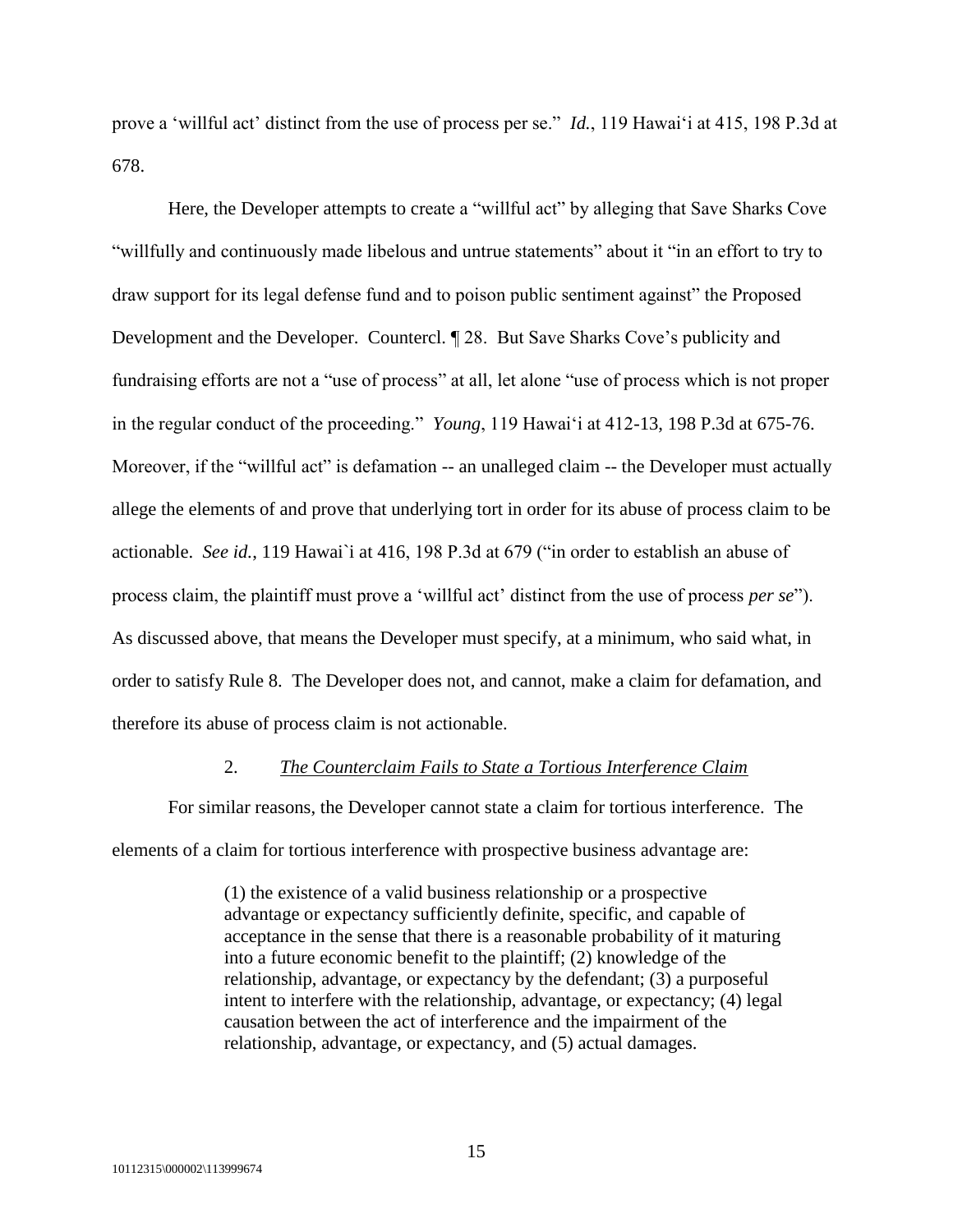prove a 'willful act' distinct from the use of process per se." *Id.*, 119 Hawai'i at 415, 198 P.3d at 678.

Here, the Developer attempts to create a "willful act" by alleging that Save Sharks Cove "willfully and continuously made libelous and untrue statements" about it "in an effort to try to draw support for its legal defense fund and to poison public sentiment against" the Proposed Development and the Developer. Countercl. ¶ 28. But Save Sharks Cove's publicity and fundraising efforts are not a "use of process" at all, let alone "use of process which is not proper in the regular conduct of the proceeding." *Young*, 119 Hawai'i at 412-13, 198 P.3d at 675-76. Moreover, if the "willful act" is defamation -- an unalleged claim -- the Developer must actually allege the elements of and prove that underlying tort in order for its abuse of process claim to be actionable. *See id.*, 119 Hawai`i at 416, 198 P.3d at 679 ("in order to establish an abuse of process claim, the plaintiff must prove a 'willful act' distinct from the use of process *per se*"). As discussed above, that means the Developer must specify, at a minimum, who said what, in order to satisfy Rule 8. The Developer does not, and cannot, make a claim for defamation, and therefore its abuse of process claim is not actionable.

2. *The Counterclaim Fails to State a Tortious Interference Claim*

For similar reasons, the Developer cannot state a claim for tortious interference. The elements of a claim for tortious interference with prospective business advantage are:

> (1) the existence of a valid business relationship or a prospective advantage or expectancy sufficiently definite, specific, and capable of acceptance in the sense that there is a reasonable probability of it maturing into a future economic benefit to the plaintiff; (2) knowledge of the relationship, advantage, or expectancy by the defendant; (3) a purposeful intent to interfere with the relationship, advantage, or expectancy; (4) legal causation between the act of interference and the impairment of the relationship, advantage, or expectancy, and (5) actual damages.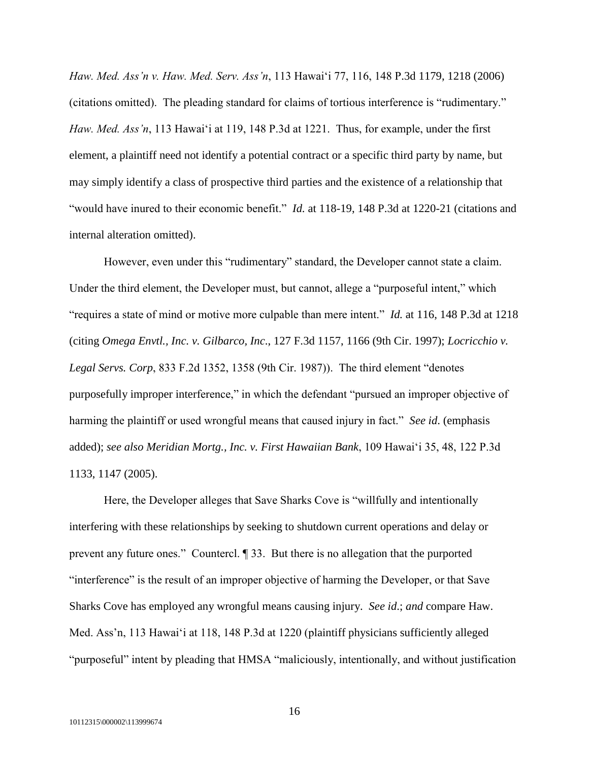*Haw. Med. Ass'n v. Haw. Med. Serv. Ass'n*, 113 Hawai'i 77, 116, 148 P.3d 1179, 1218 (2006) (citations omitted). The pleading standard for claims of tortious interference is "rudimentary." *Haw. Med. Ass'n*, 113 Hawai'i at 119, 148 P.3d at 1221. Thus, for example, under the first element, a plaintiff need not identify a potential contract or a specific third party by name, but may simply identify a class of prospective third parties and the existence of a relationship that "would have inured to their economic benefit." *Id.* at 118-19, 148 P.3d at 1220-21 (citations and internal alteration omitted).

However, even under this "rudimentary" standard, the Developer cannot state a claim. Under the third element, the Developer must, but cannot, allege a "purposeful intent," which "requires a state of mind or motive more culpable than mere intent." *Id.* at 116, 148 P.3d at 1218 (citing *Omega Envtl., Inc. v. Gilbarco, Inc*., 127 F.3d 1157, 1166 (9th Cir. 1997); *Locricchio v. Legal Servs. Corp*, 833 F.2d 1352, 1358 (9th Cir. 1987)). The third element "denotes purposefully improper interference," in which the defendant "pursued an improper objective of harming the plaintiff or used wrongful means that caused injury in fact." *See id*. (emphasis added); *see also Meridian Mortg., Inc. v. First Hawaiian Bank*, 109 Hawai'i 35, 48, 122 P.3d 1133, 1147 (2005).

Here, the Developer alleges that Save Sharks Cove is "willfully and intentionally interfering with these relationships by seeking to shutdown current operations and delay or prevent any future ones." Countercl. ¶ 33. But there is no allegation that the purported "interference" is the result of an improper objective of harming the Developer, or that Save Sharks Cove has employed any wrongful means causing injury. *See id.*; *and* compare Haw. Med. Ass'n, 113 Hawai'i at 118, 148 P.3d at 1220 (plaintiff physicians sufficiently alleged "purposeful" intent by pleading that HMSA "maliciously, intentionally, and without justification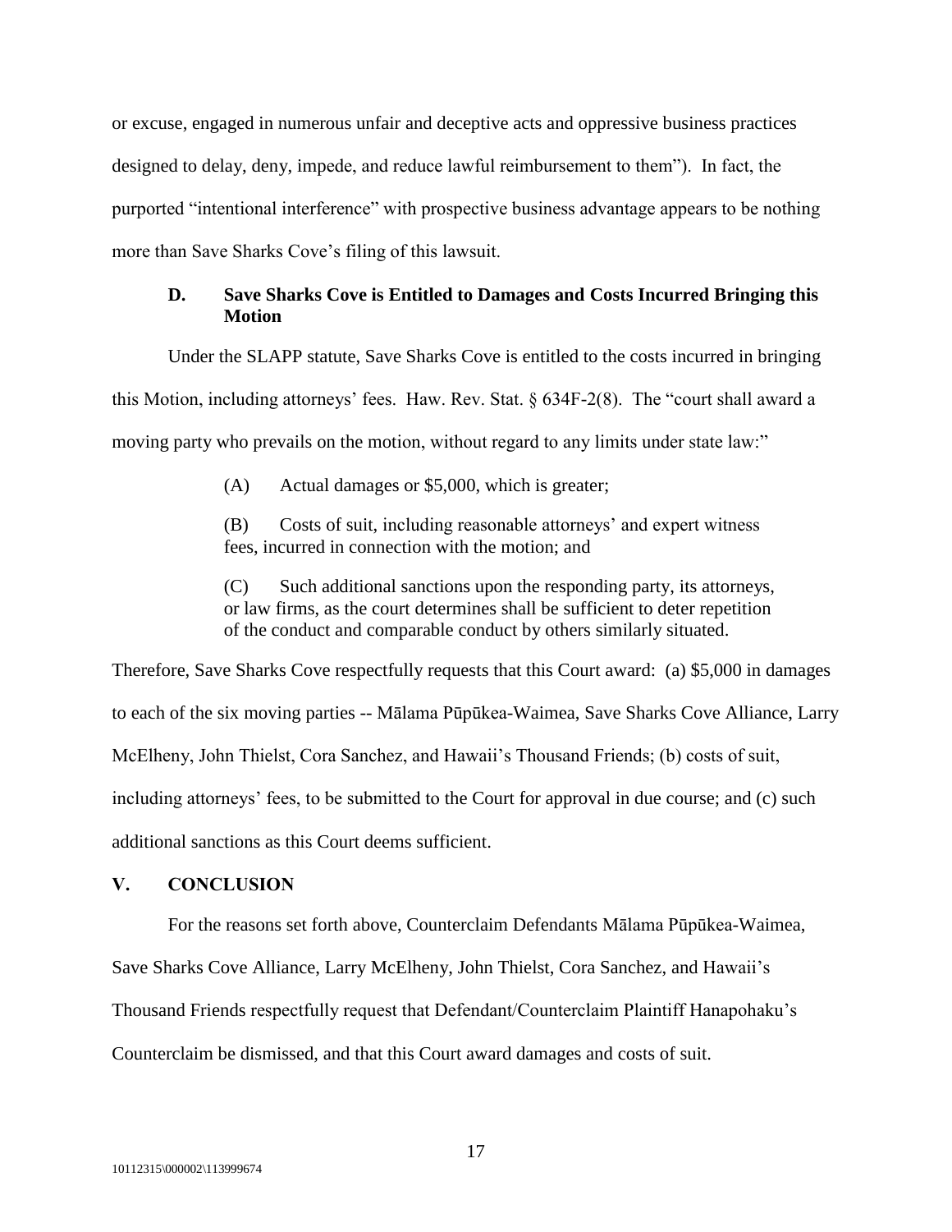or excuse, engaged in numerous unfair and deceptive acts and oppressive business practices designed to delay, deny, impede, and reduce lawful reimbursement to them"). In fact, the purported "intentional interference" with prospective business advantage appears to be nothing more than Save Sharks Cove's filing of this lawsuit.

### D. Save Sharks Cove is Entitled to Damages and Costs Incurred Bringing this Motion

Under the SLAPP statute, Save Sharks Cove is entitled to the costs incurred in bringing this Motion, including attorneys' fees. Haw. Rev. Stat. § 634F-2(8). The "court shall award a moving party who prevails on the motion, without regard to any limits under state law:"

> (A) Actual damages or $5,000, which is greater;
>
> (B) Costs of suit, including reasonable attorneys' and expert witness fees, incurred in connection with the motion; and
>
> (C) Such additional sanctions upon the responding party, its attorneys, or law firms, as the court determines shall be sufficient to deter repetition of the conduct and comparable conduct by others similarly situated.

Therefore, Save Sharks Cove respectfully requests that this Court award: (a) $5,000 in damages to each of the six moving parties -- Mālama Pūpūkea-Waimea, Save Sharks Cove Alliance, Larry McElheny, John Thielst, Cora Sanchez, and Hawaii's Thousand Friends; (b) costs of suit, including attorneys' fees, to be submitted to the Court for approval in due course; and (c) such additional sanctions as this Court deems sufficient.

## V. CONCLUSION

For the reasons set forth above, Counterclaim Defendants Mālama Pūpūkea-Waimea, Save Sharks Cove Alliance, Larry McElheny, John Thielst, Cora Sanchez, and Hawaii's Thousand Friends respectfully request that Defendant/Counterclaim Plaintiff Hanapohaku's Counterclaim be dismissed, and that this Court award damages and costs of suit.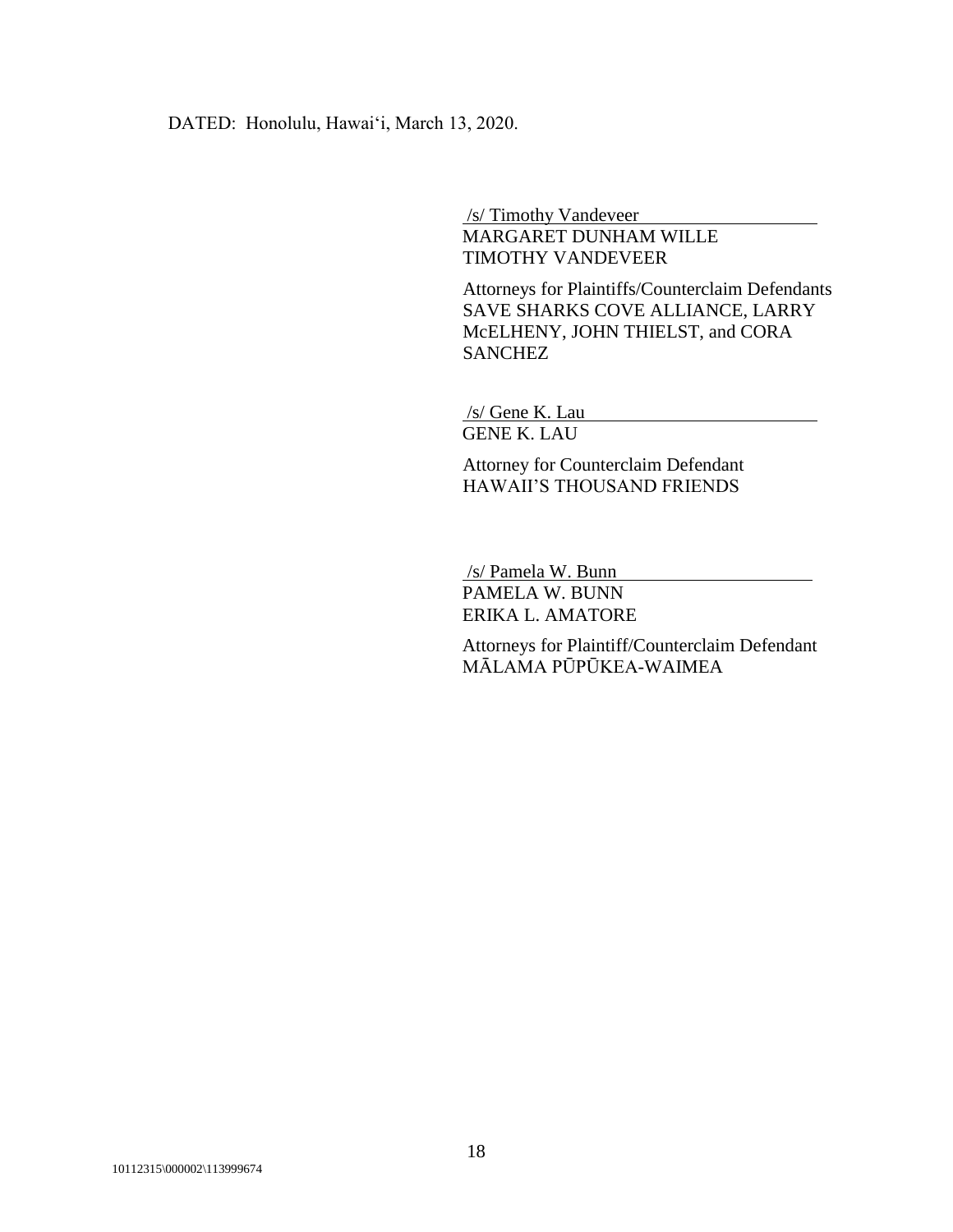DATED: Honolulu, Hawaiʻi, March 13, 2020.

/s/ Timothy Vandeveer
MARGARET DUNHAM WILLE
TIMOTHY VANDEVEER

Attorneys for Plaintiffs/Counterclaim Defendants
SAVE SHARKS COVE ALLIANCE, LARRY McELHENY, JOHN THIELST, and CORA SANCHEZ

/s/ Gene K. Lau
GENE K. LAU

Attorney for Counterclaim Defendant
HAWAII'S THOUSAND FRIENDS

/s/ Pamela W. Bunn
PAMELA W. BUNN
ERIKA L. AMATORE

Attorneys for Plaintiff/Counterclaim Defendant
MĀLAMA PŪPŪKEA-WAIMEA

10112315\000002\113999674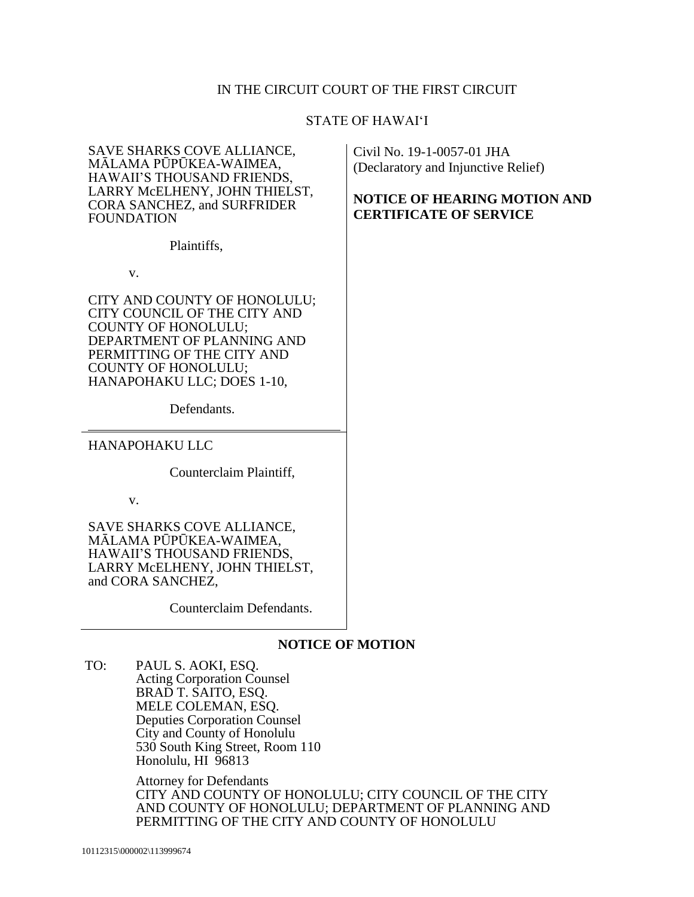IN THE CIRCUIT COURT OF THE FIRST CIRCUIT

STATE OF HAWAI'I

SAVE SHARKS COVE ALLIANCE, MĀLAMA PŪPŪKEA-WAIMEA, HAWAII'S THOUSAND FRIENDS, LARRY McELHENY, JOHN THIELST, CORA SANCHEZ, and SURFRIDER FOUNDATION

Plaintiffs,

v.

CITY AND COUNTY OF HONOLULU; CITY COUNCIL OF THE CITY AND COUNTY OF HONOLULU; DEPARTMENT OF PLANNING AND PERMITTING OF THE CITY AND COUNTY OF HONOLULU; HANAPOHAKU LLC; DOES 1-10,

Defendants.

---

HANAPOHAKU LLC

Counterclaim Plaintiff,

v.

SAVE SHARKS COVE ALLIANCE, MĀLAMA PŪPŪKEA-WAIMEA, HAWAII'S THOUSAND FRIENDS, LARRY McELHENY, JOHN THIELST, and CORA SANCHEZ,

Counterclaim Defendants.

Civil No. 19-1-0057-01 JHA
(Declaratory and Injunctive Relief)

**NOTICE OF HEARING MOTION AND CERTIFICATE OF SERVICE**

## NOTICE OF MOTION

TO: PAUL S. AOKI, ESQ.
Acting Corporation Counsel
BRAD T. SAITO, ESQ.
MELE COLEMAN, ESQ.
Deputies Corporation Counsel
City and County of Honolulu
530 South King Street, Room 110
Honolulu, HI 96813

Attorney for Defendants
CITY AND COUNTY OF HONOLULU; CITY COUNCIL OF THE CITY AND COUNTY OF HONOLULU; DEPARTMENT OF PLANNING AND PERMITTING OF THE CITY AND COUNTY OF HONOLULU

10112315\000002\113999674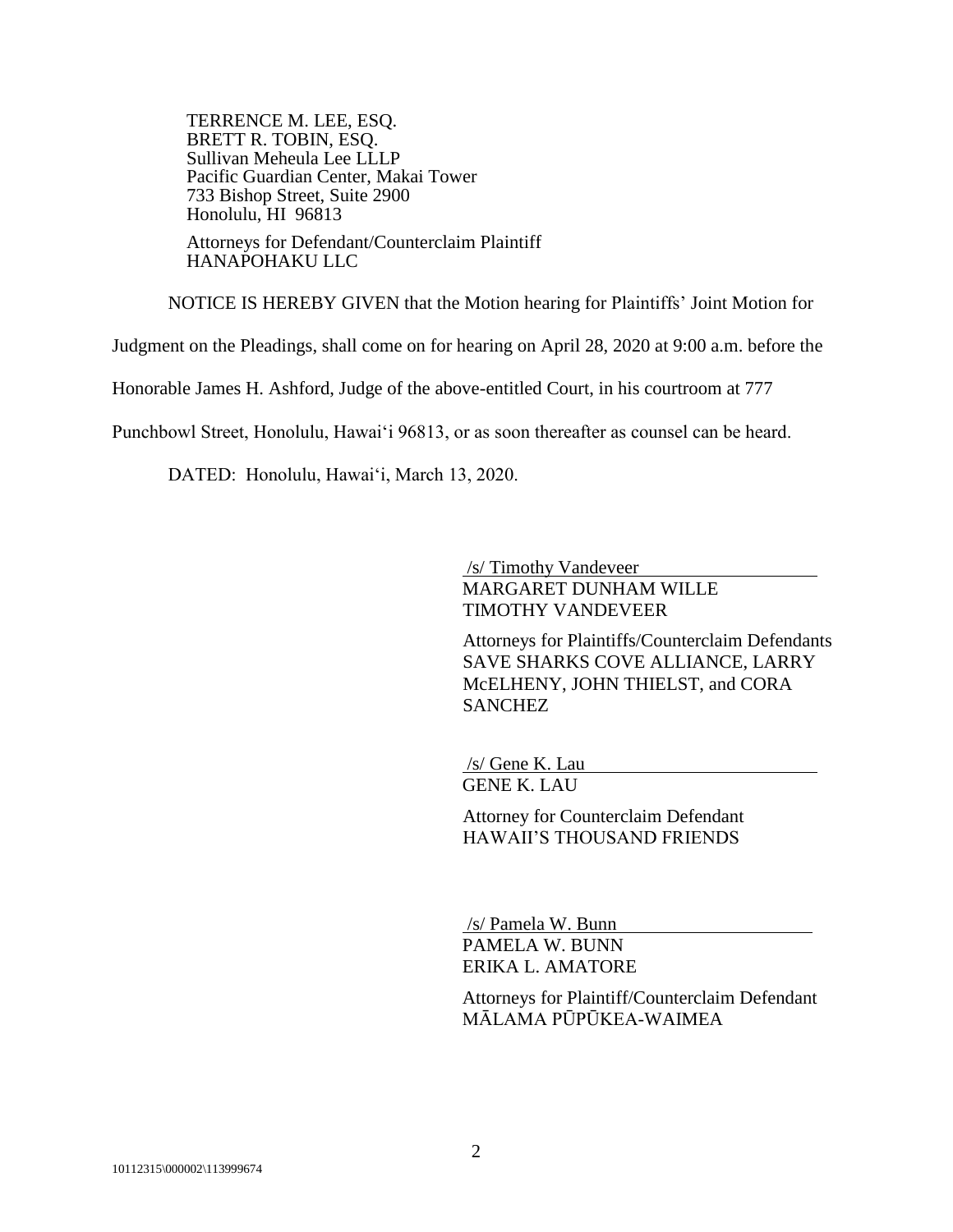TERRENCE M. LEE, ESQ.
BRETT R. TOBIN, ESQ.
Sullivan Meheula Lee LLLP
Pacific Guardian Center, Makai Tower
733 Bishop Street, Suite 2900
Honolulu, HI 96813

Attorneys for Defendant/Counterclaim Plaintiff
HANAPOHAKU LLC

NOTICE IS HEREBY GIVEN that the Motion hearing for Plaintiffs' Joint Motion for Judgment on the Pleadings, shall come on for hearing on April 28, 2020 at 9:00 a.m. before the Honorable James H. Ashford, Judge of the above-entitled Court, in his courtroom at 777 Punchbowl Street, Honolulu, Hawaiʻi 96813, or as soon thereafter as counsel can be heard.

DATED: Honolulu, Hawaiʻi, March 13, 2020.

/s/ Timothy Vandeveer
MARGARET DUNHAM WILLE
TIMOTHY VANDEVEER

Attorneys for Plaintiffs/Counterclaim Defendants
SAVE SHARKS COVE ALLIANCE, LARRY McELHENY, JOHN THIELST, and CORA SANCHEZ

/s/ Gene K. Lau
GENE K. LAU

Attorney for Counterclaim Defendant
HAWAII'S THOUSAND FRIENDS

/s/ Pamela W. Bunn
PAMELA W. BUNN
ERIKA L. AMATORE

Attorneys for Plaintiff/Counterclaim Defendant
MĀLAMA PŪPŪKEA-WAIMEA

10112315\000002\113999674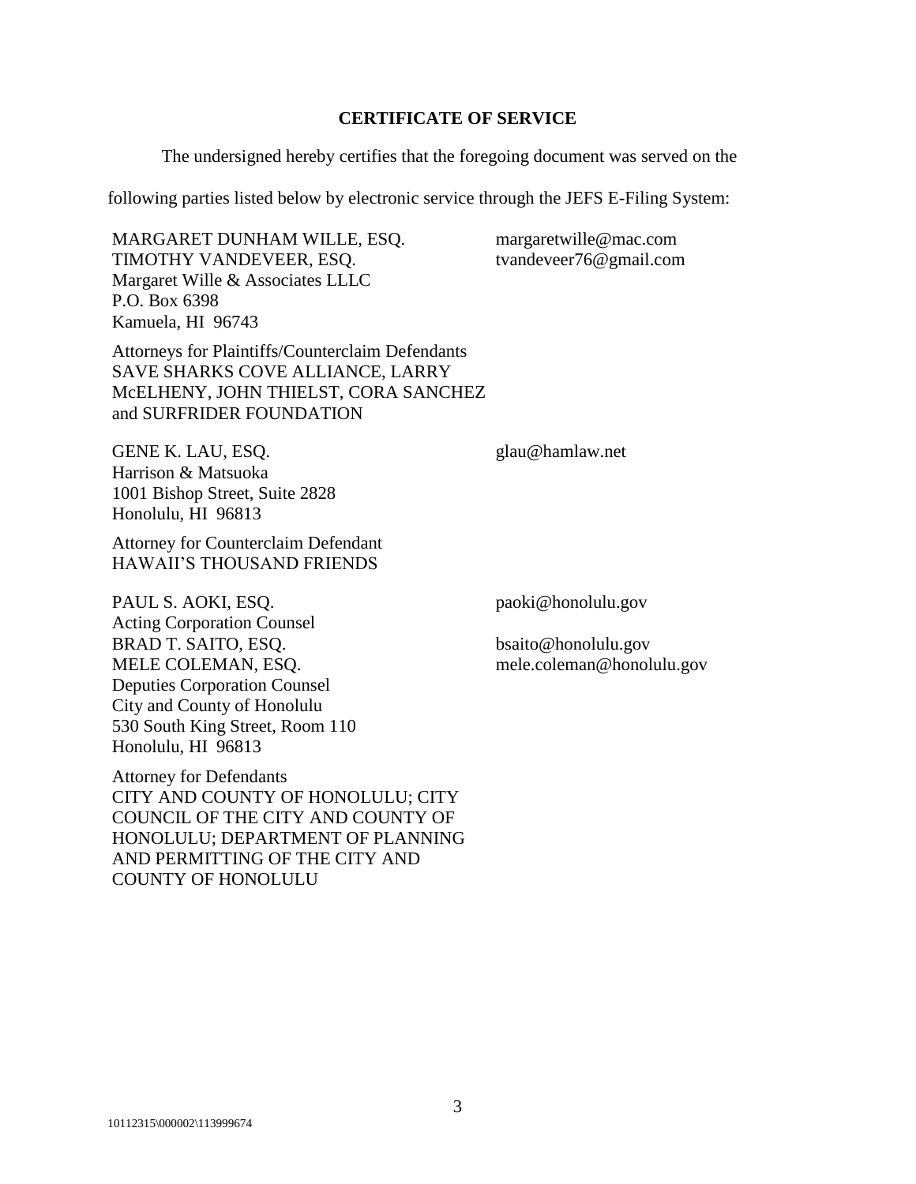## CERTIFICATE OF SERVICE

The undersigned hereby certifies that the foregoing document was served on the following parties listed below by electronic service through the JEFS E-Filing System:

MARGARET DUNHAM WILLE, ESQ. margaretwille@mac.com
TIMOTHY VANDEVEER, ESQ. tvandeveer76@gmail.com
Margaret Wille & Associates LLLC
P.O. Box 6398
Kamuela, HI 96743

Attorneys for Plaintiffs/Counterclaim Defendants
SAVE SHARKS COVE ALLIANCE, LARRY McELHENY, JOHN THIELST, CORA SANCHEZ and SURFRIDER FOUNDATION

GENE K. LAU, ESQ. glau@hamlaw.net
Harrison & Matsuoka
1001 Bishop Street, Suite 2828
Honolulu, HI 96813

Attorney for Counterclaim Defendant
HAWAII'S THOUSAND FRIENDS

PAUL S. AOKI, ESQ. paoki@honolulu.gov
Acting Corporation Counsel
BRAD T. SAITO, ESQ. bsaito@honolulu.gov
MELE COLEMAN, ESQ. mele.coleman@honolulu.gov
Deputies Corporation Counsel
City and County of Honolulu
530 South King Street, Room 110
Honolulu, HI 96813

Attorney for Defendants
CITY AND COUNTY OF HONOLULU; CITY COUNCIL OF THE CITY AND COUNTY OF HONOLULU; DEPARTMENT OF PLANNING AND PERMITTING OF THE CITY AND COUNTY OF HONOLULU

10112315\000002\113999674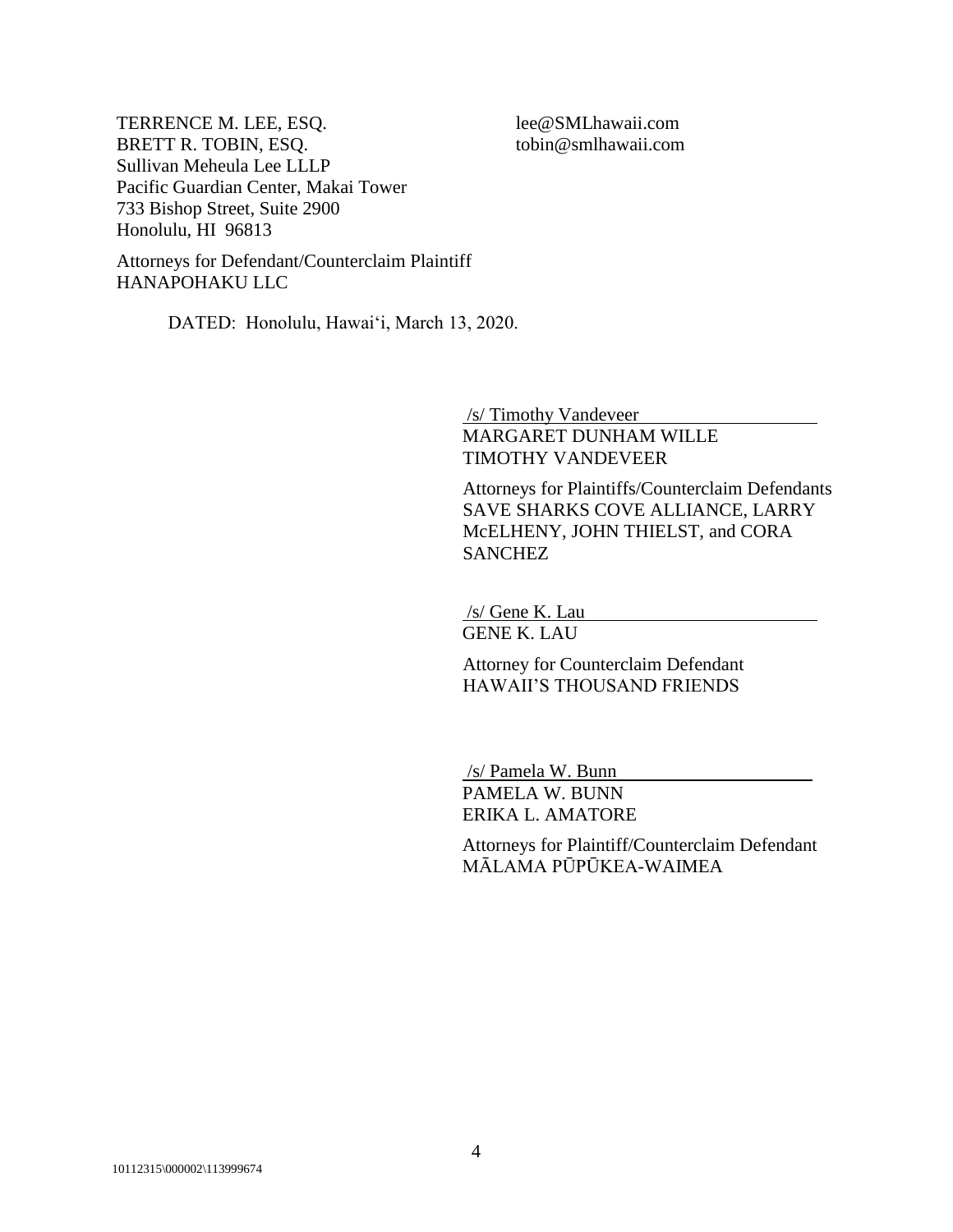TERRENCE M. LEE, ESQ.  
BRETT R. TOBIN, ESQ.  
Sullivan Meheula Lee LLLP  
Pacific Guardian Center, Makai Tower  
733 Bishop Street, Suite 2900  
Honolulu, HI 96813

lee@SMLhawaii.com  
tobin@smlhawaii.com

Attorneys for Defendant/Counterclaim Plaintiff  
HANAPOHAKU LLC

DATED: Honolulu, Hawaiʻi, March 13, 2020.

/s/ Timothy Vandeveer  
MARGARET DUNHAM WILLE  
TIMOTHY VANDEVEER

Attorneys for Plaintiffs/Counterclaim Defendants  
SAVE SHARKS COVE ALLIANCE, LARRY McELHENY, JOHN THIELST, and CORA SANCHEZ

/s/ Gene K. Lau  
GENE K. LAU

Attorney for Counterclaim Defendant  
HAWAII'S THOUSAND FRIENDS

/s/ Pamela W. Bunn  
PAMELA W. BUNN  
ERIKA L. AMATORE

Attorneys for Plaintiff/Counterclaim Defendant  
MĀLAMA PŪPŪKEA-WAIMEA

10112315\000002\113999674